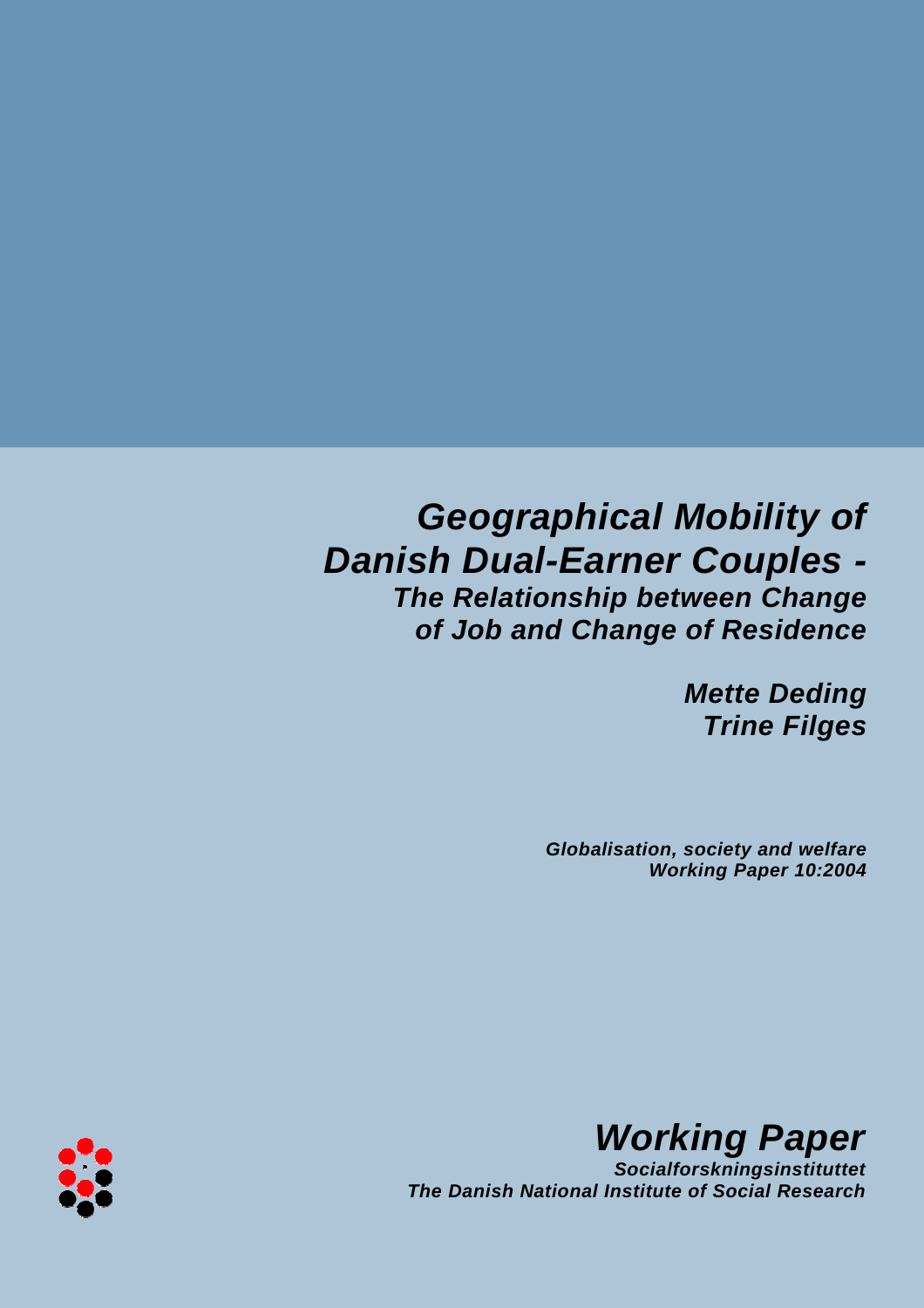# Geographical Mobility of Danish Dual-Earner Couples -

## The Relationship between Change of Job and Change of Residence

**Mette Deding**
**Trine Filges**

*Globalisation, society and welfare*
*Working Paper 10:2004*

## Working Paper

**Socialforskningsinstituttet**
**The Danish National Institute of Social Research**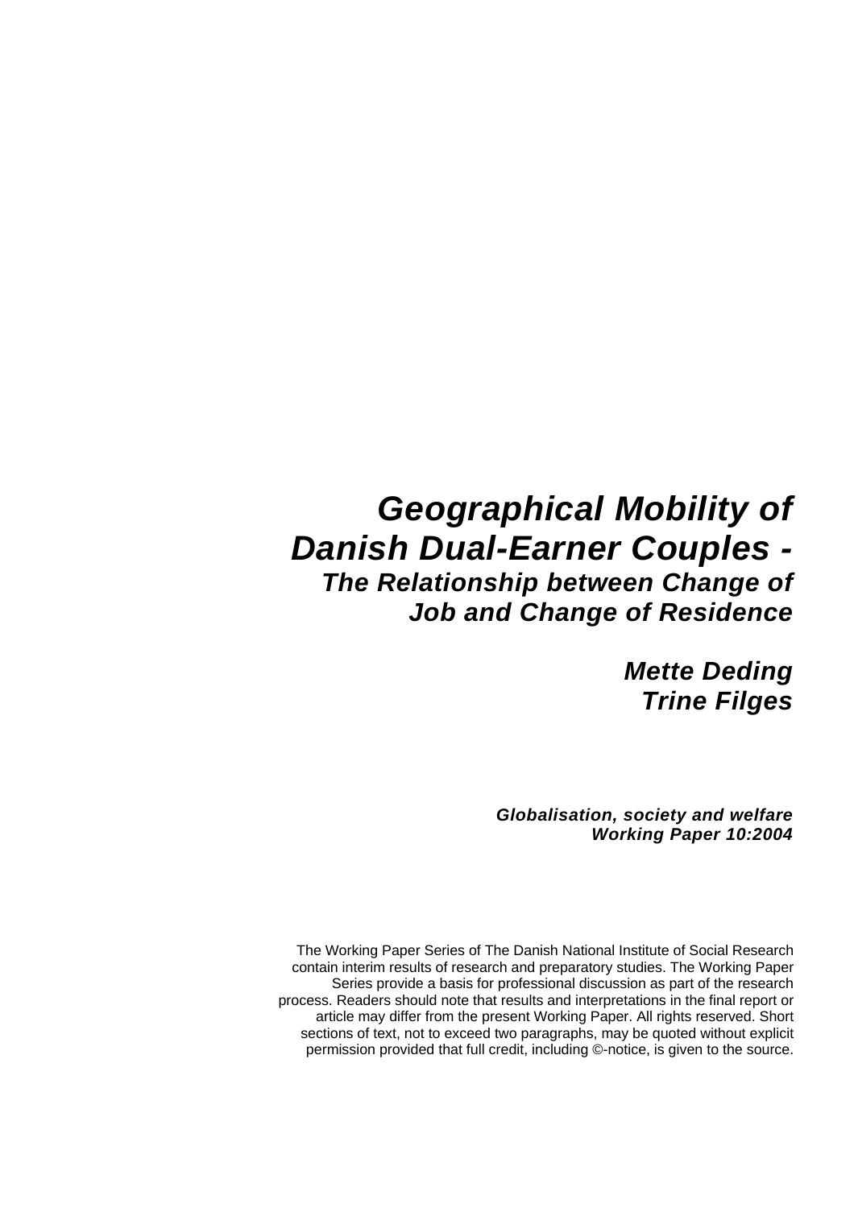# *Geographical Mobility of Danish Dual-Earner Couples - The Relationship between Change of Job and Change of Residence*

***Mette Deding***
***Trine Filges***

***Globalisation, society and welfare***
***Working Paper 10:2004***

The Working Paper Series of The Danish National Institute of Social Research contain interim results of research and preparatory studies. The Working Paper Series provide a basis for professional discussion as part of the research process. Readers should note that results and interpretations in the final report or article may differ from the present Working Paper. All rights reserved. Short sections of text, not to exceed two paragraphs, may be quoted without explicit permission provided that full credit, including ©-notice, is given to the source.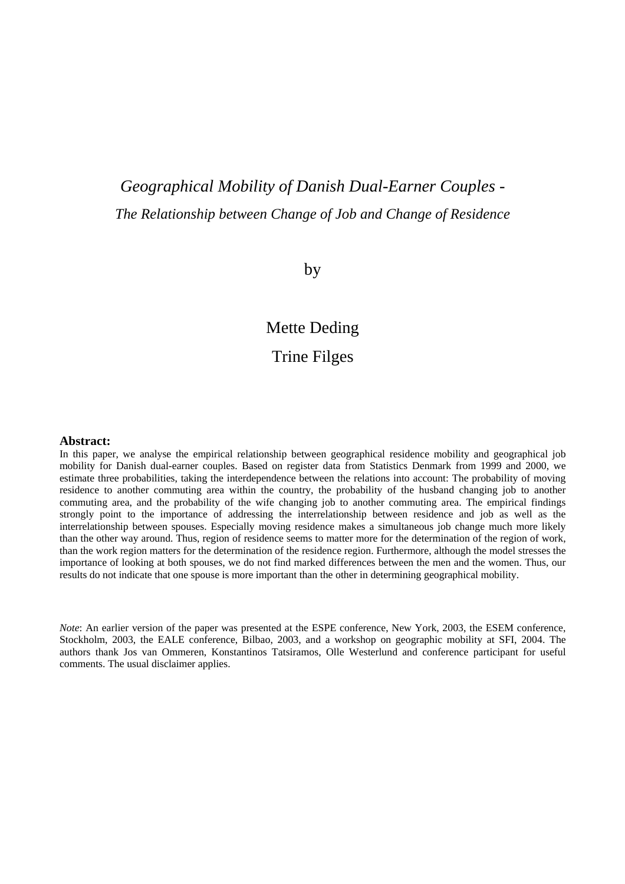# *Geographical Mobility of Danish Dual-Earner Couples -*

## *The Relationship between Change of Job and Change of Residence*

by

Mette Deding

Trine Filges

**Abstract:**

In this paper, we analyse the empirical relationship between geographical residence mobility and geographical job mobility for Danish dual-earner couples. Based on register data from Statistics Denmark from 1999 and 2000, we estimate three probabilities, taking the interdependence between the relations into account: The probability of moving residence to another commuting area within the country, the probability of the husband changing job to another commuting area, and the probability of the wife changing job to another commuting area. The empirical findings strongly point to the importance of addressing the interrelationship between residence and job as well as the interrelationship between spouses. Especially moving residence makes a simultaneous job change much more likely than the other way around. Thus, region of residence seems to matter more for the determination of the region of work, than the work region matters for the determination of the residence region. Furthermore, although the model stresses the importance of looking at both spouses, we do not find marked differences between the men and the women. Thus, our results do not indicate that one spouse is more important than the other in determining geographical mobility.

*Note*: An earlier version of the paper was presented at the ESPE conference, New York, 2003, the ESEM conference, Stockholm, 2003, the EALE conference, Bilbao, 2003, and a workshop on geographic mobility at SFI, 2004. The authors thank Jos van Ommeren, Konstantinos Tatsiramos, Olle Westerlund and conference participant for useful comments. The usual disclaimer applies.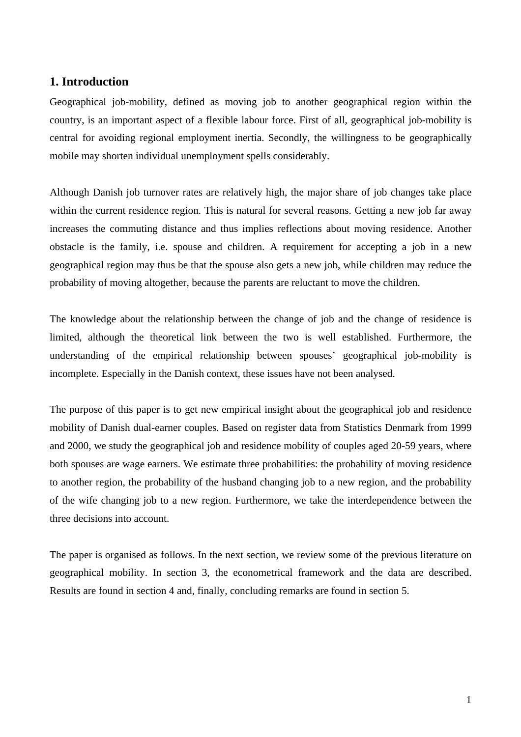## 1. Introduction

Geographical job-mobility, defined as moving job to another geographical region within the country, is an important aspect of a flexible labour force. First of all, geographical job-mobility is central for avoiding regional employment inertia. Secondly, the willingness to be geographically mobile may shorten individual unemployment spells considerably.

Although Danish job turnover rates are relatively high, the major share of job changes take place within the current residence region. This is natural for several reasons. Getting a new job far away increases the commuting distance and thus implies reflections about moving residence. Another obstacle is the family, i.e. spouse and children. A requirement for accepting a job in a new geographical region may thus be that the spouse also gets a new job, while children may reduce the probability of moving altogether, because the parents are reluctant to move the children.

The knowledge about the relationship between the change of job and the change of residence is limited, although the theoretical link between the two is well established. Furthermore, the understanding of the empirical relationship between spouses' geographical job-mobility is incomplete. Especially in the Danish context, these issues have not been analysed.

The purpose of this paper is to get new empirical insight about the geographical job and residence mobility of Danish dual-earner couples. Based on register data from Statistics Denmark from 1999 and 2000, we study the geographical job and residence mobility of couples aged 20-59 years, where both spouses are wage earners. We estimate three probabilities: the probability of moving residence to another region, the probability of the husband changing job to a new region, and the probability of the wife changing job to a new region. Furthermore, we take the interdependence between the three decisions into account.

The paper is organised as follows. In the next section, we review some of the previous literature on geographical mobility. In section 3, the econometrical framework and the data are described. Results are found in section 4 and, finally, concluding remarks are found in section 5.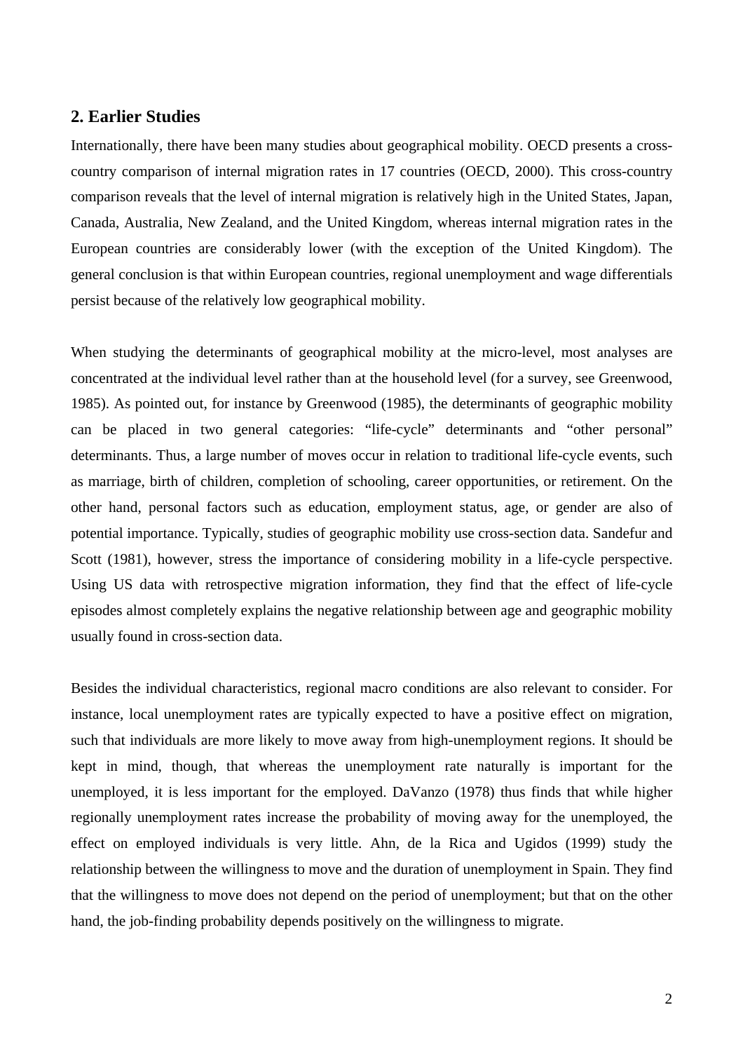## 2. Earlier Studies

Internationally, there have been many studies about geographical mobility. OECD presents a cross-country comparison of internal migration rates in 17 countries (OECD, 2000). This cross-country comparison reveals that the level of internal migration is relatively high in the United States, Japan, Canada, Australia, New Zealand, and the United Kingdom, whereas internal migration rates in the European countries are considerably lower (with the exception of the United Kingdom). The general conclusion is that within European countries, regional unemployment and wage differentials persist because of the relatively low geographical mobility.

When studying the determinants of geographical mobility at the micro-level, most analyses are concentrated at the individual level rather than at the household level (for a survey, see Greenwood, 1985). As pointed out, for instance by Greenwood (1985), the determinants of geographic mobility can be placed in two general categories: "life-cycle" determinants and "other personal" determinants. Thus, a large number of moves occur in relation to traditional life-cycle events, such as marriage, birth of children, completion of schooling, career opportunities, or retirement. On the other hand, personal factors such as education, employment status, age, or gender are also of potential importance. Typically, studies of geographic mobility use cross-section data. Sandefur and Scott (1981), however, stress the importance of considering mobility in a life-cycle perspective. Using US data with retrospective migration information, they find that the effect of life-cycle episodes almost completely explains the negative relationship between age and geographic mobility usually found in cross-section data.

Besides the individual characteristics, regional macro conditions are also relevant to consider. For instance, local unemployment rates are typically expected to have a positive effect on migration, such that individuals are more likely to move away from high-unemployment regions. It should be kept in mind, though, that whereas the unemployment rate naturally is important for the unemployed, it is less important for the employed. DaVanzo (1978) thus finds that while higher regionally unemployment rates increase the probability of moving away for the unemployed, the effect on employed individuals is very little. Ahn, de la Rica and Ugidos (1999) study the relationship between the willingness to move and the duration of unemployment in Spain. They find that the willingness to move does not depend on the period of unemployment; but that on the other hand, the job-finding probability depends positively on the willingness to migrate.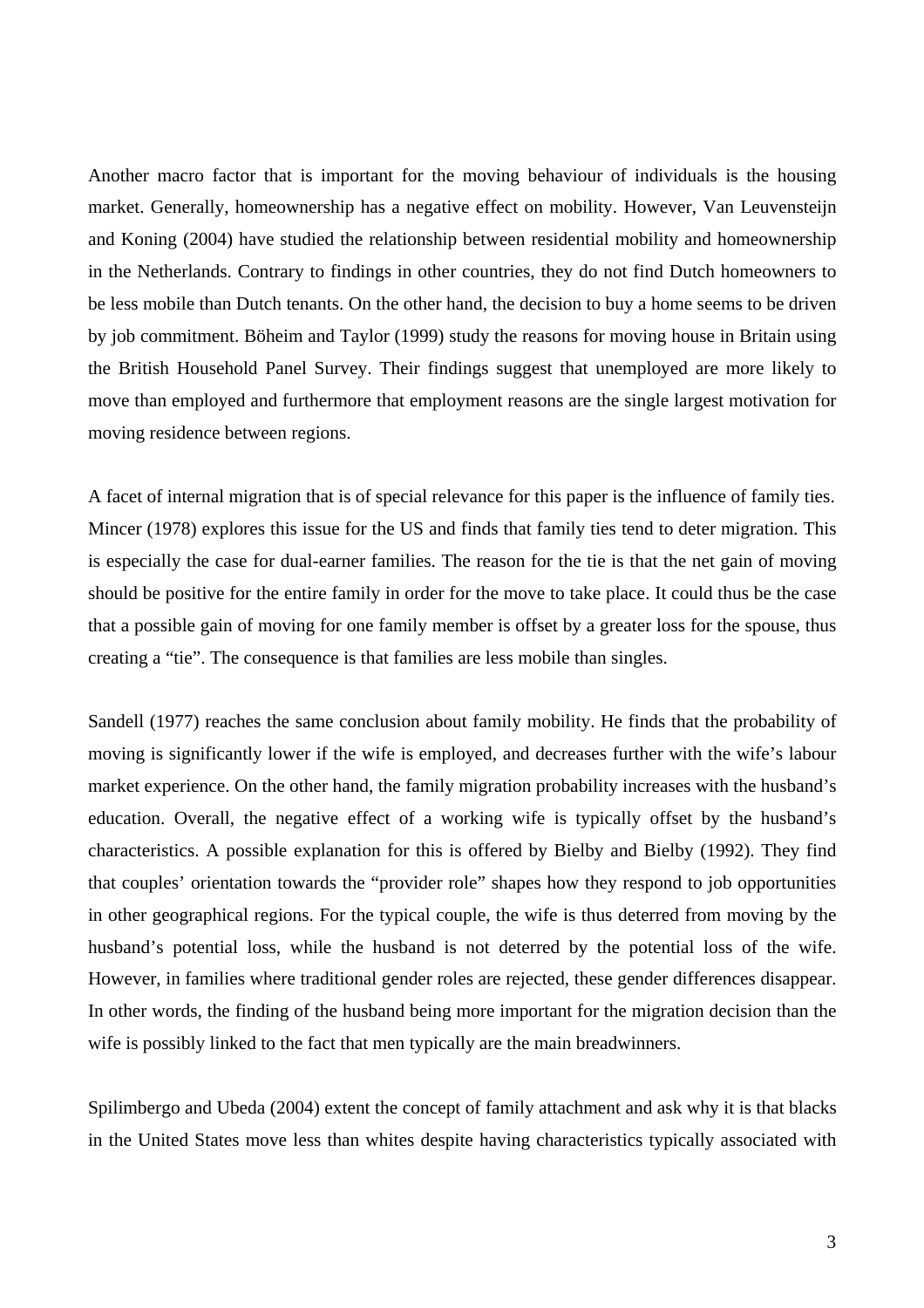Another macro factor that is important for the moving behaviour of individuals is the housing market. Generally, homeownership has a negative effect on mobility. However, Van Leuvensteijn and Koning (2004) have studied the relationship between residential mobility and homeownership in the Netherlands. Contrary to findings in other countries, they do not find Dutch homeowners to be less mobile than Dutch tenants. On the other hand, the decision to buy a home seems to be driven by job commitment. Böheim and Taylor (1999) study the reasons for moving house in Britain using the British Household Panel Survey. Their findings suggest that unemployed are more likely to move than employed and furthermore that employment reasons are the single largest motivation for moving residence between regions.

A facet of internal migration that is of special relevance for this paper is the influence of family ties. Mincer (1978) explores this issue for the US and finds that family ties tend to deter migration. This is especially the case for dual-earner families. The reason for the tie is that the net gain of moving should be positive for the entire family in order for the move to take place. It could thus be the case that a possible gain of moving for one family member is offset by a greater loss for the spouse, thus creating a "tie". The consequence is that families are less mobile than singles.

Sandell (1977) reaches the same conclusion about family mobility. He finds that the probability of moving is significantly lower if the wife is employed, and decreases further with the wife's labour market experience. On the other hand, the family migration probability increases with the husband's education. Overall, the negative effect of a working wife is typically offset by the husband's characteristics. A possible explanation for this is offered by Bielby and Bielby (1992). They find that couples' orientation towards the "provider role" shapes how they respond to job opportunities in other geographical regions. For the typical couple, the wife is thus deterred from moving by the husband's potential loss, while the husband is not deterred by the potential loss of the wife. However, in families where traditional gender roles are rejected, these gender differences disappear. In other words, the finding of the husband being more important for the migration decision than the wife is possibly linked to the fact that men typically are the main breadwinners.

Spilimbergo and Ubeda (2004) extent the concept of family attachment and ask why it is that blacks in the United States move less than whites despite having characteristics typically associated with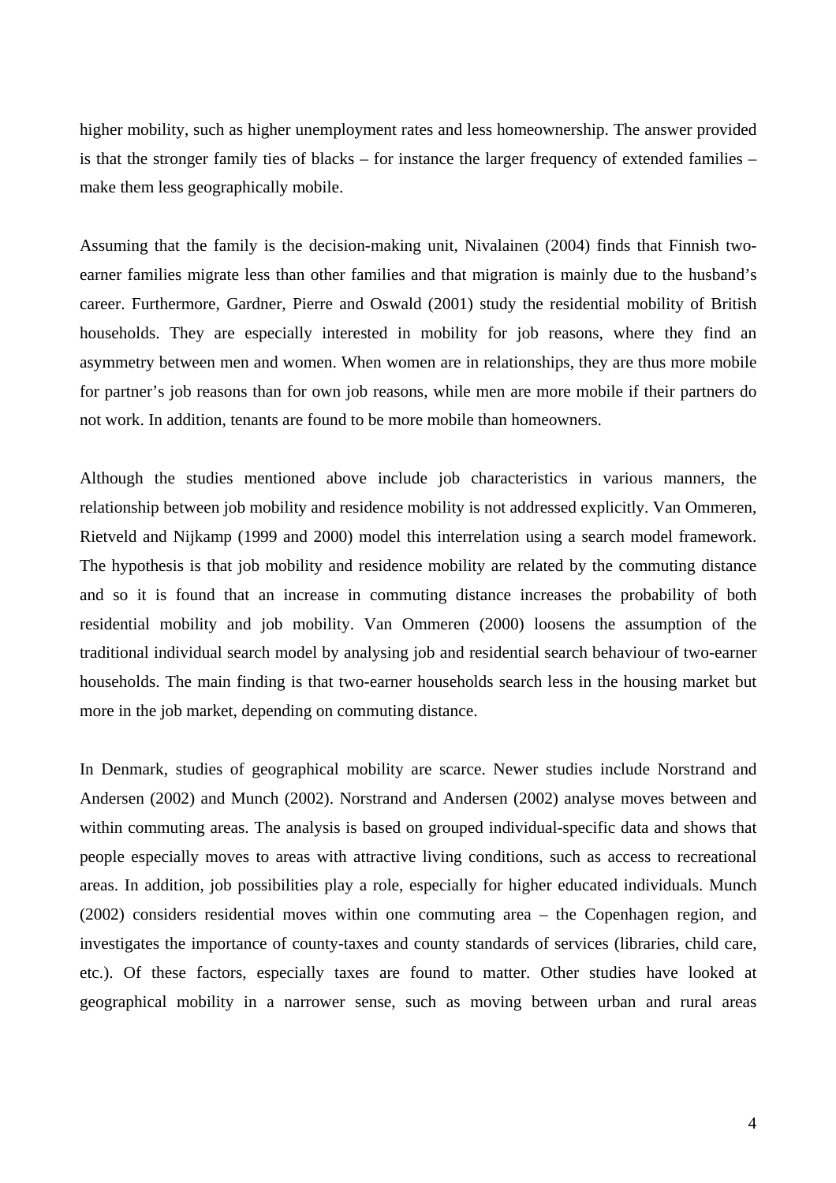higher mobility, such as higher unemployment rates and less homeownership. The answer provided is that the stronger family ties of blacks – for instance the larger frequency of extended families – make them less geographically mobile.

Assuming that the family is the decision-making unit, Nivalainen (2004) finds that Finnish two-earner families migrate less than other families and that migration is mainly due to the husband's career. Furthermore, Gardner, Pierre and Oswald (2001) study the residential mobility of British households. They are especially interested in mobility for job reasons, where they find an asymmetry between men and women. When women are in relationships, they are thus more mobile for partner's job reasons than for own job reasons, while men are more mobile if their partners do not work. In addition, tenants are found to be more mobile than homeowners.

Although the studies mentioned above include job characteristics in various manners, the relationship between job mobility and residence mobility is not addressed explicitly. Van Ommeren, Rietveld and Nijkamp (1999 and 2000) model this interrelation using a search model framework. The hypothesis is that job mobility and residence mobility are related by the commuting distance and so it is found that an increase in commuting distance increases the probability of both residential mobility and job mobility. Van Ommeren (2000) loosens the assumption of the traditional individual search model by analysing job and residential search behaviour of two-earner households. The main finding is that two-earner households search less in the housing market but more in the job market, depending on commuting distance.

In Denmark, studies of geographical mobility are scarce. Newer studies include Norstrand and Andersen (2002) and Munch (2002). Norstrand and Andersen (2002) analyse moves between and within commuting areas. The analysis is based on grouped individual-specific data and shows that people especially moves to areas with attractive living conditions, such as access to recreational areas. In addition, job possibilities play a role, especially for higher educated individuals. Munch (2002) considers residential moves within one commuting area – the Copenhagen region, and investigates the importance of county-taxes and county standards of services (libraries, child care, etc.). Of these factors, especially taxes are found to matter. Other studies have looked at geographical mobility in a narrower sense, such as moving between urban and rural areas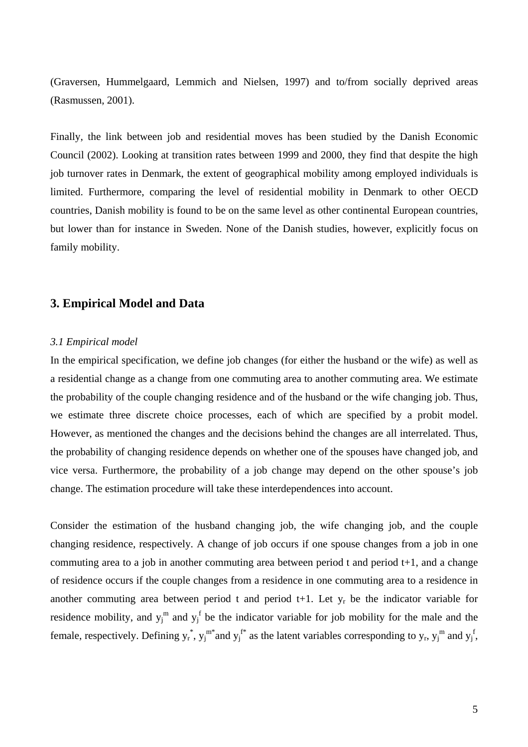(Graversen, Hummelgaard, Lemmich and Nielsen, 1997) and to/from socially deprived areas (Rasmussen, 2001).

Finally, the link between job and residential moves has been studied by the Danish Economic Council (2002). Looking at transition rates between 1999 and 2000, they find that despite the high job turnover rates in Denmark, the extent of geographical mobility among employed individuals is limited. Furthermore, comparing the level of residential mobility in Denmark to other OECD countries, Danish mobility is found to be on the same level as other continental European countries, but lower than for instance in Sweden. None of the Danish studies, however, explicitly focus on family mobility.

## 3. Empirical Model and Data

### *3.1 Empirical model*

In the empirical specification, we define job changes (for either the husband or the wife) as well as a residential change as a change from one commuting area to another commuting area. We estimate the probability of the couple changing residence and of the husband or the wife changing job. Thus, we estimate three discrete choice processes, each of which are specified by a probit model. However, as mentioned the changes and the decisions behind the changes are all interrelated. Thus, the probability of changing residence depends on whether one of the spouses have changed job, and vice versa. Furthermore, the probability of a job change may depend on the other spouse's job change. The estimation procedure will take these interdependences into account.

Consider the estimation of the husband changing job, the wife changing job, and the couple changing residence, respectively. A change of job occurs if one spouse changes from a job in one commuting area to a job in another commuting area between period t and period t+1, and a change of residence occurs if the couple changes from a residence in one commuting area to a residence in another commuting area between period t and period t+1. Let $y_r$ be the indicator variable for residence mobility, and $y_j^m$ and $y_j^f$ be the indicator variable for job mobility for the male and the female, respectively. Defining $y_r^*$, $y_j^{m*}$ and $y_j^{f*}$ as the latent variables corresponding to $y_r$, $y_j^m$ and $y_j^f$,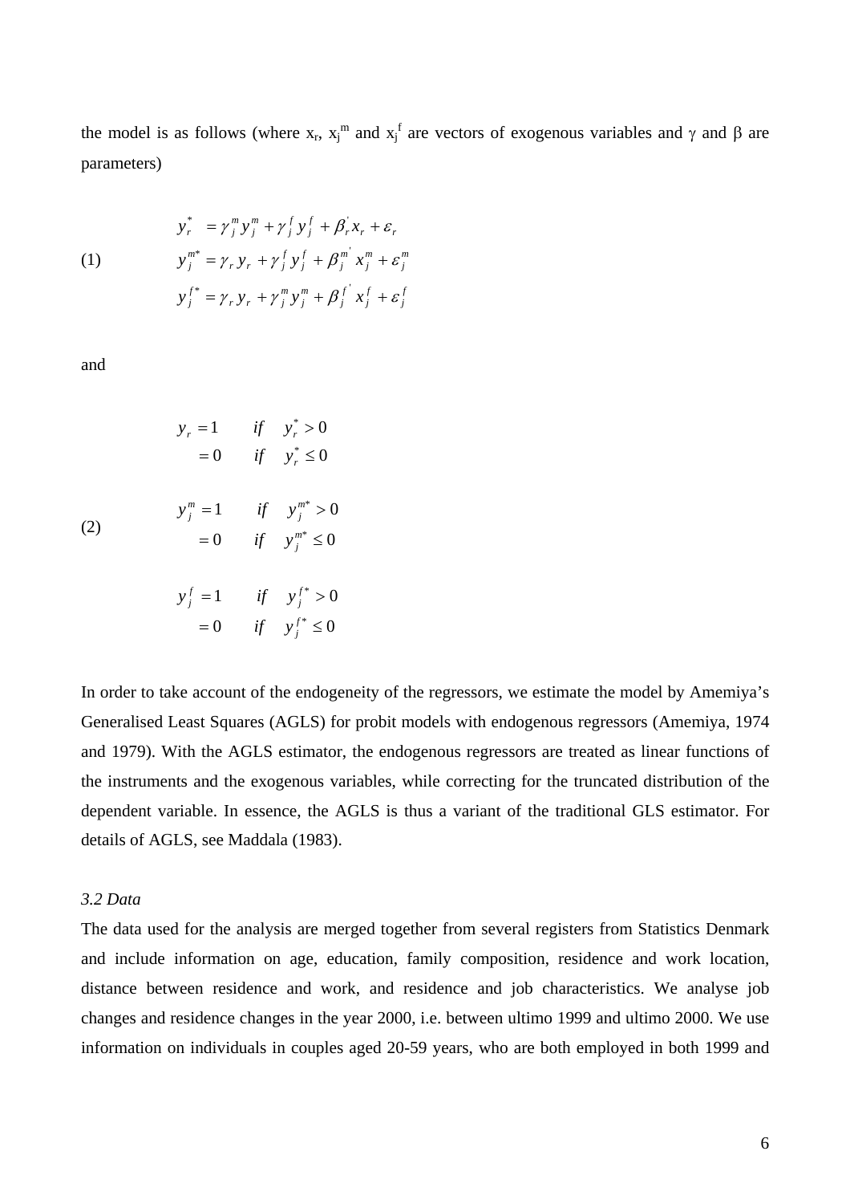the model is as follows (where $x_r$, $x_j^m$ and $x_j^f$ are vectors of exogenous variables and $\gamma$ and $\beta$ are parameters)

$$
(1) \qquad
\begin{aligned}
y_r^* &= \gamma_j^m y_j^m + \gamma_j^f y_j^f + \beta_r^{'} x_r + \varepsilon_r \\
y_j^{m*} &= \gamma_r y_r + \gamma_j^f y_j^f + \beta_j^{m'} x_j^m + \varepsilon_j^m \\
y_j^{f*} &= \gamma_r y_r + \gamma_j^m y_j^m + \beta_j^{f'} x_j^f + \varepsilon_j^f
\end{aligned}
$$

and

$$
(2) \qquad
\begin{aligned}
y_r &= 1 \quad if \quad y_r^* > 0 \\
&= 0 \quad if \quad y_r^* \leq 0 \\
\\
y_j^m &= 1 \quad if \quad y_j^{m*} > 0 \\
&= 0 \quad if \quad y_j^{m*} \leq 0 \\
\\
y_j^f &= 1 \quad if \quad y_j^{f*} > 0 \\
&= 0 \quad if \quad y_j^{f*} \leq 0
\end{aligned}
$$

In order to take account of the endogeneity of the regressors, we estimate the model by Amemiya's Generalised Least Squares (AGLS) for probit models with endogenous regressors (Amemiya, 1974 and 1979). With the AGLS estimator, the endogenous regressors are treated as linear functions of the instruments and the exogenous variables, while correcting for the truncated distribution of the dependent variable. In essence, the AGLS is thus a variant of the traditional GLS estimator. For details of AGLS, see Maddala (1983).

### *3.2 Data*

The data used for the analysis are merged together from several registers from Statistics Denmark and include information on age, education, family composition, residence and work location, distance between residence and work, and residence and job characteristics. We analyse job changes and residence changes in the year 2000, i.e. between ultimo 1999 and ultimo 2000. We use information on individuals in couples aged 20-59 years, who are both employed in both 1999 and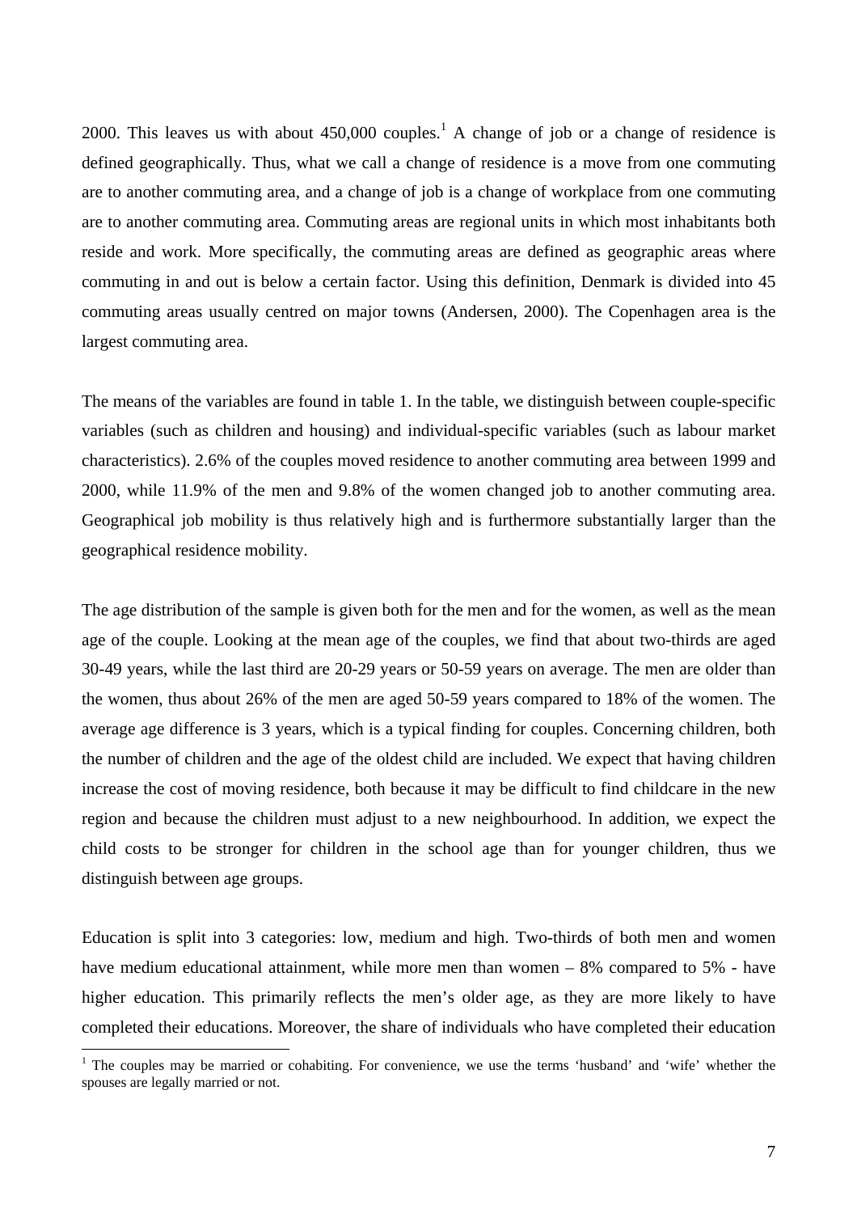2000. This leaves us with about 450,000 couples.[1] A change of job or a change of residence is defined geographically. Thus, what we call a change of residence is a move from one commuting are to another commuting area, and a change of job is a change of workplace from one commuting are to another commuting area. Commuting areas are regional units in which most inhabitants both reside and work. More specifically, the commuting areas are defined as geographic areas where commuting in and out is below a certain factor. Using this definition, Denmark is divided into 45 commuting areas usually centred on major towns (Andersen, 2000). The Copenhagen area is the largest commuting area.

The means of the variables are found in table 1. In the table, we distinguish between couple-specific variables (such as children and housing) and individual-specific variables (such as labour market characteristics). 2.6% of the couples moved residence to another commuting area between 1999 and 2000, while 11.9% of the men and 9.8% of the women changed job to another commuting area. Geographical job mobility is thus relatively high and is furthermore substantially larger than the geographical residence mobility.

The age distribution of the sample is given both for the men and for the women, as well as the mean age of the couple. Looking at the mean age of the couples, we find that about two-thirds are aged 30-49 years, while the last third are 20-29 years or 50-59 years on average. The men are older than the women, thus about 26% of the men are aged 50-59 years compared to 18% of the women. The average age difference is 3 years, which is a typical finding for couples. Concerning children, both the number of children and the age of the oldest child are included. We expect that having children increase the cost of moving residence, both because it may be difficult to find childcare in the new region and because the children must adjust to a new neighbourhood. In addition, we expect the child costs to be stronger for children in the school age than for younger children, thus we distinguish between age groups.

Education is split into 3 categories: low, medium and high. Two-thirds of both men and women have medium educational attainment, while more men than women – 8% compared to 5% - have higher education. This primarily reflects the men's older age, as they are more likely to have completed their educations. Moreover, the share of individuals who have completed their education

[1] The couples may be married or cohabiting. For convenience, we use the terms 'husband' and 'wife' whether the spouses are legally married or not.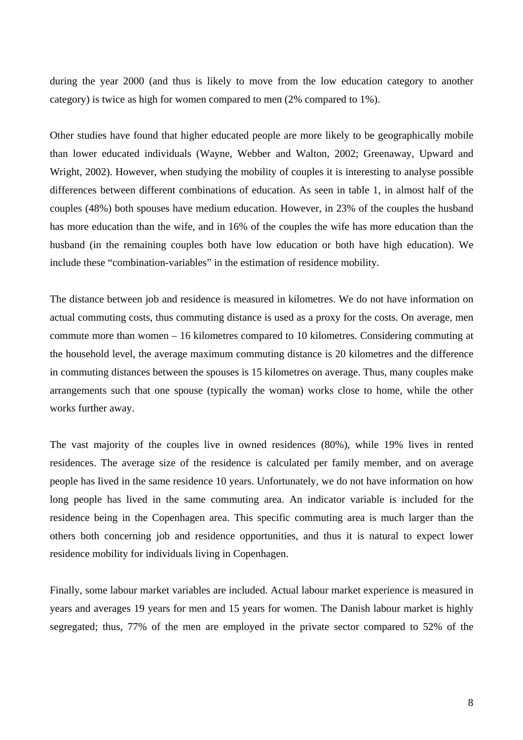during the year 2000 (and thus is likely to move from the low education category to another category) is twice as high for women compared to men (2% compared to 1%).

Other studies have found that higher educated people are more likely to be geographically mobile than lower educated individuals (Wayne, Webber and Walton, 2002; Greenaway, Upward and Wright, 2002). However, when studying the mobility of couples it is interesting to analyse possible differences between different combinations of education. As seen in table 1, in almost half of the couples (48%) both spouses have medium education. However, in 23% of the couples the husband has more education than the wife, and in 16% of the couples the wife has more education than the husband (in the remaining couples both have low education or both have high education). We include these "combination-variables" in the estimation of residence mobility.

The distance between job and residence is measured in kilometres. We do not have information on actual commuting costs, thus commuting distance is used as a proxy for the costs. On average, men commute more than women – 16 kilometres compared to 10 kilometres. Considering commuting at the household level, the average maximum commuting distance is 20 kilometres and the difference in commuting distances between the spouses is 15 kilometres on average. Thus, many couples make arrangements such that one spouse (typically the woman) works close to home, while the other works further away.

The vast majority of the couples live in owned residences (80%), while 19% lives in rented residences. The average size of the residence is calculated per family member, and on average people has lived in the same residence 10 years. Unfortunately, we do not have information on how long people has lived in the same commuting area. An indicator variable is included for the residence being in the Copenhagen area. This specific commuting area is much larger than the others both concerning job and residence opportunities, and thus it is natural to expect lower residence mobility for individuals living in Copenhagen.

Finally, some labour market variables are included. Actual labour market experience is measured in years and averages 19 years for men and 15 years for women. The Danish labour market is highly segregated; thus, 77% of the men are employed in the private sector compared to 52% of the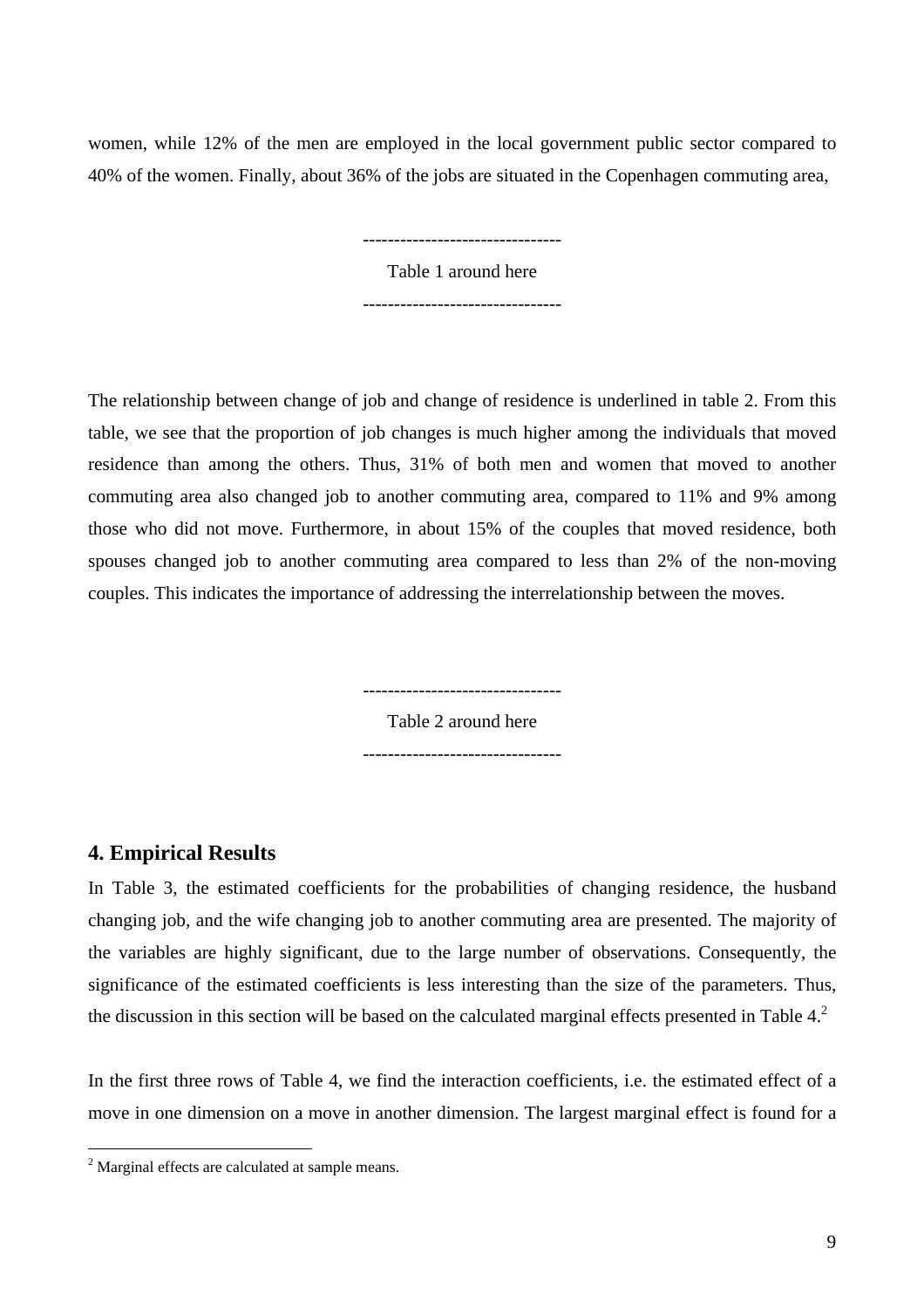women, while 12% of the men are employed in the local government public sector compared to 40% of the women. Finally, about 36% of the jobs are situated in the Copenhagen commuting area,

--------------------------------

Table 1 around here

--------------------------------

The relationship between change of job and change of residence is underlined in table 2. From this table, we see that the proportion of job changes is much higher among the individuals that moved residence than among the others. Thus, 31% of both men and women that moved to another commuting area also changed job to another commuting area, compared to 11% and 9% among those who did not move. Furthermore, in about 15% of the couples that moved residence, both spouses changed job to another commuting area compared to less than 2% of the non-moving couples. This indicates the importance of addressing the interrelationship between the moves.

--------------------------------

Table 2 around here

--------------------------------

## 4. Empirical Results

In Table 3, the estimated coefficients for the probabilities of changing residence, the husband changing job, and the wife changing job to another commuting area are presented. The majority of the variables are highly significant, due to the large number of observations. Consequently, the significance of the estimated coefficients is less interesting than the size of the parameters. Thus, the discussion in this section will be based on the calculated marginal effects presented in Table 4.[2]

In the first three rows of Table 4, we find the interaction coefficients, i.e. the estimated effect of a move in one dimension on a move in another dimension. The largest marginal effect is found for a

[2] Marginal effects are calculated at sample means.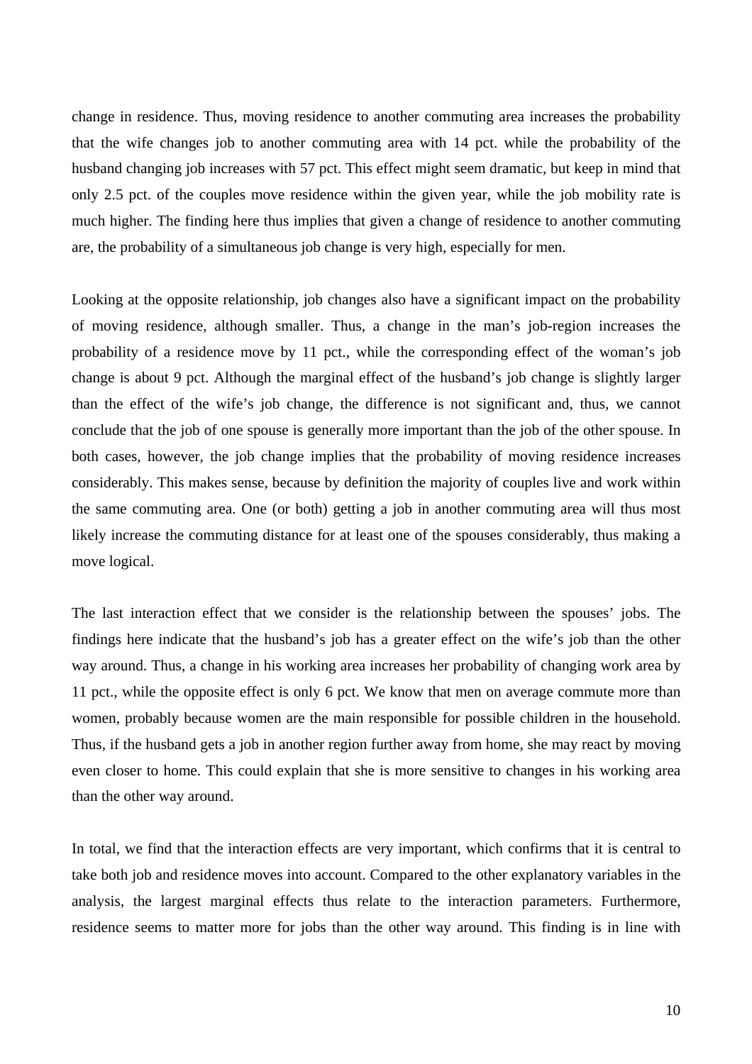change in residence. Thus, moving residence to another commuting area increases the probability that the wife changes job to another commuting area with 14 pct. while the probability of the husband changing job increases with 57 pct. This effect might seem dramatic, but keep in mind that only 2.5 pct. of the couples move residence within the given year, while the job mobility rate is much higher. The finding here thus implies that given a change of residence to another commuting are, the probability of a simultaneous job change is very high, especially for men.

Looking at the opposite relationship, job changes also have a significant impact on the probability of moving residence, although smaller. Thus, a change in the man's job-region increases the probability of a residence move by 11 pct., while the corresponding effect of the woman's job change is about 9 pct. Although the marginal effect of the husband's job change is slightly larger than the effect of the wife's job change, the difference is not significant and, thus, we cannot conclude that the job of one spouse is generally more important than the job of the other spouse. In both cases, however, the job change implies that the probability of moving residence increases considerably. This makes sense, because by definition the majority of couples live and work within the same commuting area. One (or both) getting a job in another commuting area will thus most likely increase the commuting distance for at least one of the spouses considerably, thus making a move logical.

The last interaction effect that we consider is the relationship between the spouses' jobs. The findings here indicate that the husband's job has a greater effect on the wife's job than the other way around. Thus, a change in his working area increases her probability of changing work area by 11 pct., while the opposite effect is only 6 pct. We know that men on average commute more than women, probably because women are the main responsible for possible children in the household. Thus, if the husband gets a job in another region further away from home, she may react by moving even closer to home. This could explain that she is more sensitive to changes in his working area than the other way around.

In total, we find that the interaction effects are very important, which confirms that it is central to take both job and residence moves into account. Compared to the other explanatory variables in the analysis, the largest marginal effects thus relate to the interaction parameters. Furthermore, residence seems to matter more for jobs than the other way around. This finding is in line with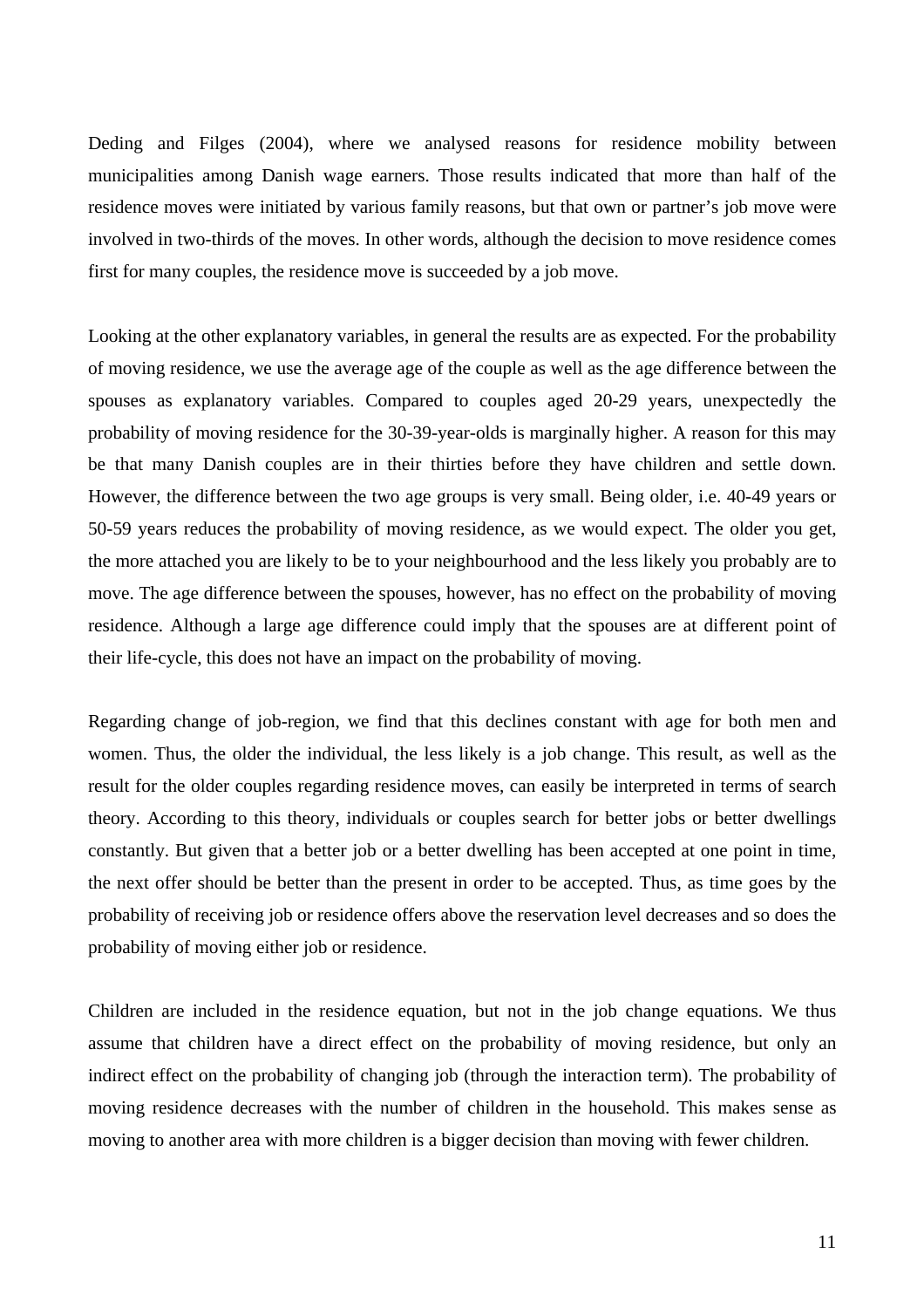Deding and Filges (2004), where we analysed reasons for residence mobility between municipalities among Danish wage earners. Those results indicated that more than half of the residence moves were initiated by various family reasons, but that own or partner's job move were involved in two-thirds of the moves. In other words, although the decision to move residence comes first for many couples, the residence move is succeeded by a job move.

Looking at the other explanatory variables, in general the results are as expected. For the probability of moving residence, we use the average age of the couple as well as the age difference between the spouses as explanatory variables. Compared to couples aged 20-29 years, unexpectedly the probability of moving residence for the 30-39-year-olds is marginally higher. A reason for this may be that many Danish couples are in their thirties before they have children and settle down. However, the difference between the two age groups is very small. Being older, i.e. 40-49 years or 50-59 years reduces the probability of moving residence, as we would expect. The older you get, the more attached you are likely to be to your neighbourhood and the less likely you probably are to move. The age difference between the spouses, however, has no effect on the probability of moving residence. Although a large age difference could imply that the spouses are at different point of their life-cycle, this does not have an impact on the probability of moving.

Regarding change of job-region, we find that this declines constant with age for both men and women. Thus, the older the individual, the less likely is a job change. This result, as well as the result for the older couples regarding residence moves, can easily be interpreted in terms of search theory. According to this theory, individuals or couples search for better jobs or better dwellings constantly. But given that a better job or a better dwelling has been accepted at one point in time, the next offer should be better than the present in order to be accepted. Thus, as time goes by the probability of receiving job or residence offers above the reservation level decreases and so does the probability of moving either job or residence.

Children are included in the residence equation, but not in the job change equations. We thus assume that children have a direct effect on the probability of moving residence, but only an indirect effect on the probability of changing job (through the interaction term). The probability of moving residence decreases with the number of children in the household. This makes sense as moving to another area with more children is a bigger decision than moving with fewer children.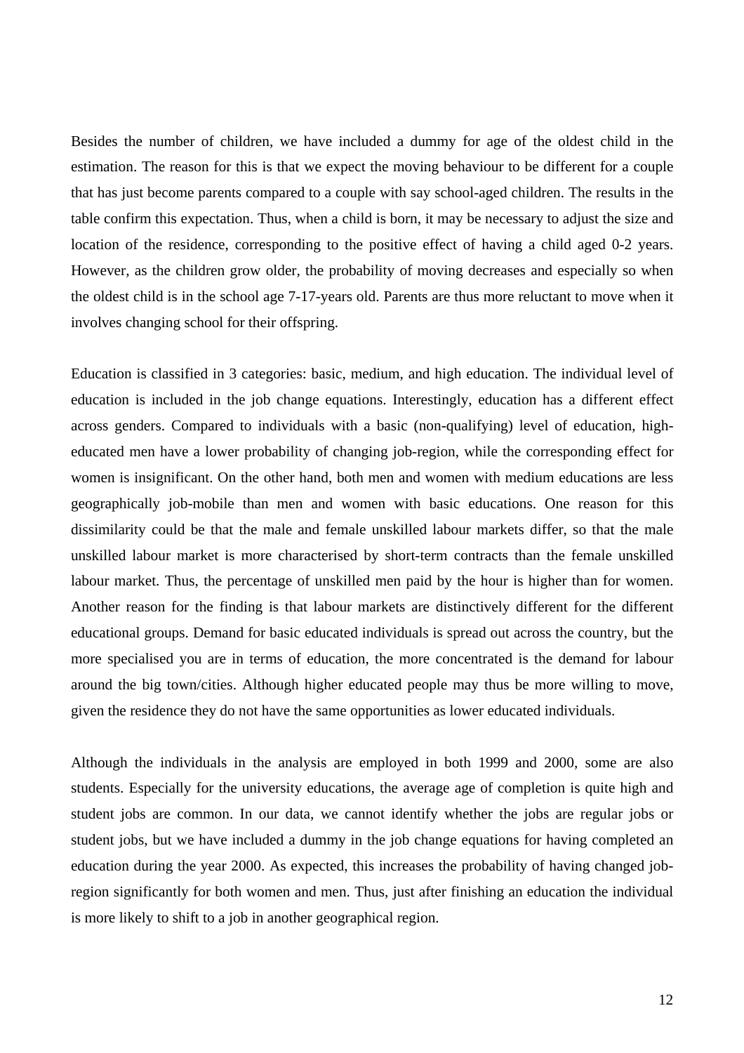Besides the number of children, we have included a dummy for age of the oldest child in the estimation. The reason for this is that we expect the moving behaviour to be different for a couple that has just become parents compared to a couple with say school-aged children. The results in the table confirm this expectation. Thus, when a child is born, it may be necessary to adjust the size and location of the residence, corresponding to the positive effect of having a child aged 0-2 years. However, as the children grow older, the probability of moving decreases and especially so when the oldest child is in the school age 7-17-years old. Parents are thus more reluctant to move when it involves changing school for their offspring.

Education is classified in 3 categories: basic, medium, and high education. The individual level of education is included in the job change equations. Interestingly, education has a different effect across genders. Compared to individuals with a basic (non-qualifying) level of education, high-educated men have a lower probability of changing job-region, while the corresponding effect for women is insignificant. On the other hand, both men and women with medium educations are less geographically job-mobile than men and women with basic educations. One reason for this dissimilarity could be that the male and female unskilled labour markets differ, so that the male unskilled labour market is more characterised by short-term contracts than the female unskilled labour market. Thus, the percentage of unskilled men paid by the hour is higher than for women. Another reason for the finding is that labour markets are distinctively different for the different educational groups. Demand for basic educated individuals is spread out across the country, but the more specialised you are in terms of education, the more concentrated is the demand for labour around the big town/cities. Although higher educated people may thus be more willing to move, given the residence they do not have the same opportunities as lower educated individuals.

Although the individuals in the analysis are employed in both 1999 and 2000, some are also students. Especially for the university educations, the average age of completion is quite high and student jobs are common. In our data, we cannot identify whether the jobs are regular jobs or student jobs, but we have included a dummy in the job change equations for having completed an education during the year 2000. As expected, this increases the probability of having changed job-region significantly for both women and men. Thus, just after finishing an education the individual is more likely to shift to a job in another geographical region.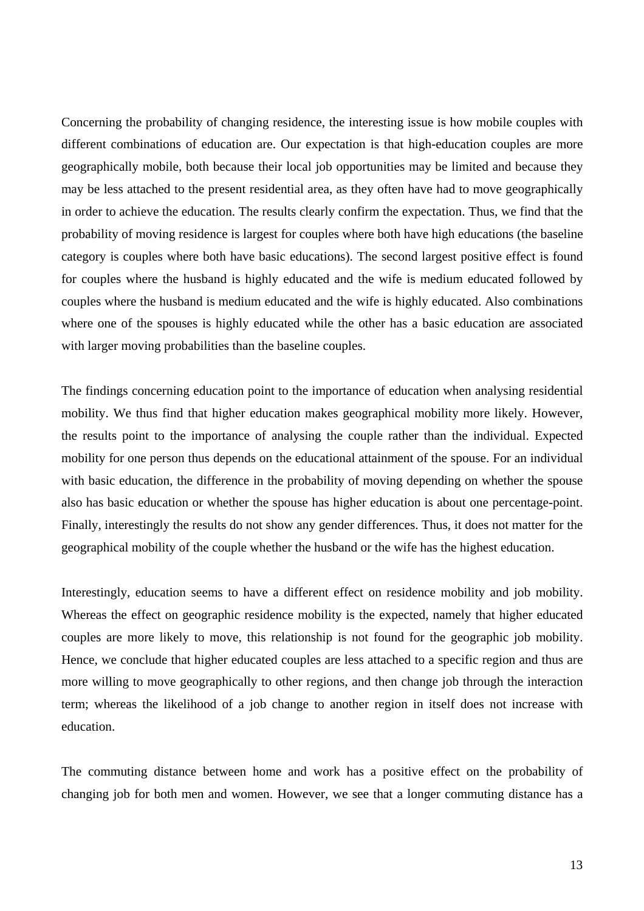Concerning the probability of changing residence, the interesting issue is how mobile couples with different combinations of education are. Our expectation is that high-education couples are more geographically mobile, both because their local job opportunities may be limited and because they may be less attached to the present residential area, as they often have had to move geographically in order to achieve the education. The results clearly confirm the expectation. Thus, we find that the probability of moving residence is largest for couples where both have high educations (the baseline category is couples where both have basic educations). The second largest positive effect is found for couples where the husband is highly educated and the wife is medium educated followed by couples where the husband is medium educated and the wife is highly educated. Also combinations where one of the spouses is highly educated while the other has a basic education are associated with larger moving probabilities than the baseline couples.

The findings concerning education point to the importance of education when analysing residential mobility. We thus find that higher education makes geographical mobility more likely. However, the results point to the importance of analysing the couple rather than the individual. Expected mobility for one person thus depends on the educational attainment of the spouse. For an individual with basic education, the difference in the probability of moving depending on whether the spouse also has basic education or whether the spouse has higher education is about one percentage-point. Finally, interestingly the results do not show any gender differences. Thus, it does not matter for the geographical mobility of the couple whether the husband or the wife has the highest education.

Interestingly, education seems to have a different effect on residence mobility and job mobility. Whereas the effect on geographic residence mobility is the expected, namely that higher educated couples are more likely to move, this relationship is not found for the geographic job mobility. Hence, we conclude that higher educated couples are less attached to a specific region and thus are more willing to move geographically to other regions, and then change job through the interaction term; whereas the likelihood of a job change to another region in itself does not increase with education.

The commuting distance between home and work has a positive effect on the probability of changing job for both men and women. However, we see that a longer commuting distance has a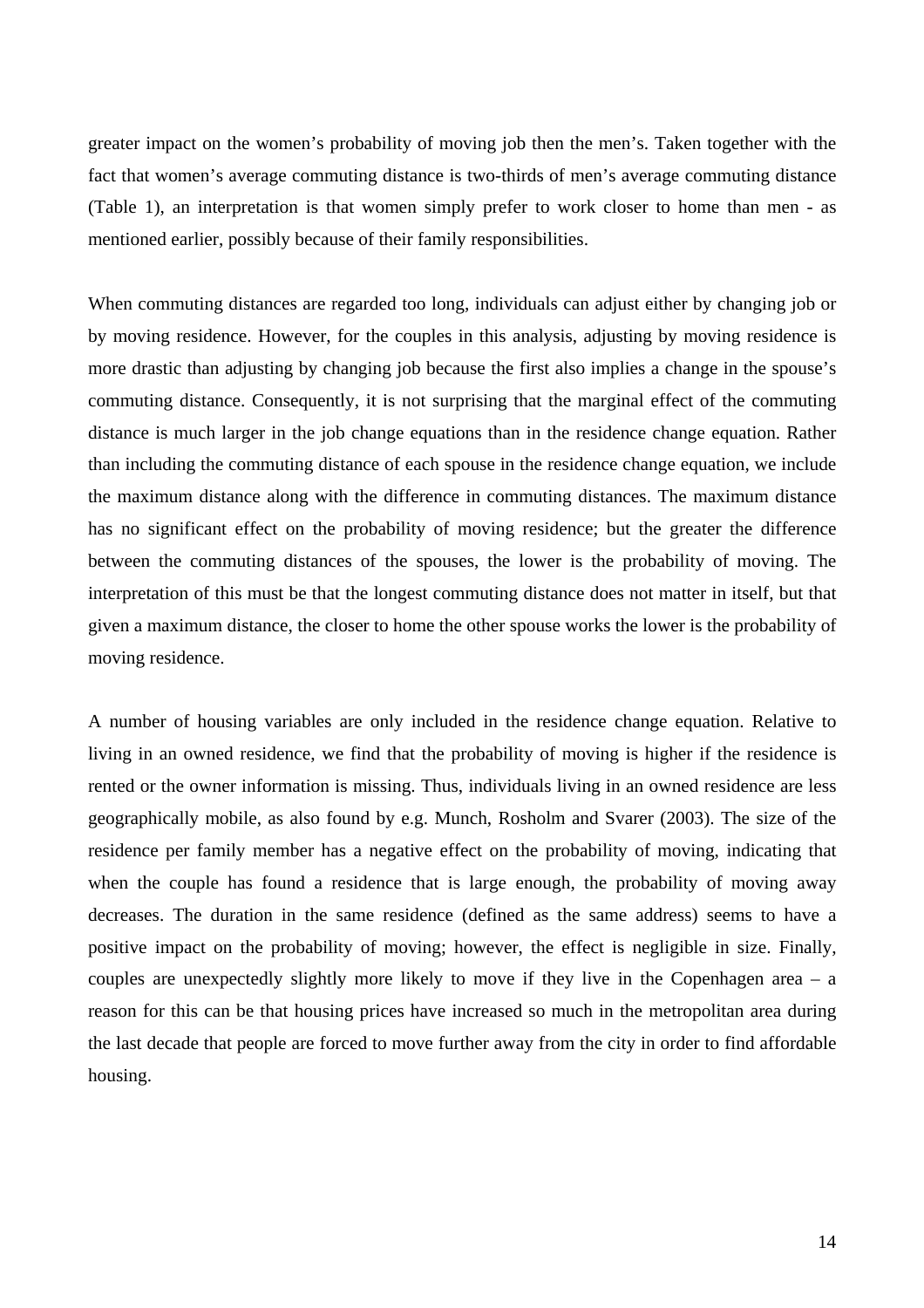greater impact on the women's probability of moving job then the men's. Taken together with the fact that women's average commuting distance is two-thirds of men's average commuting distance (Table 1), an interpretation is that women simply prefer to work closer to home than men - as mentioned earlier, possibly because of their family responsibilities.

When commuting distances are regarded too long, individuals can adjust either by changing job or by moving residence. However, for the couples in this analysis, adjusting by moving residence is more drastic than adjusting by changing job because the first also implies a change in the spouse's commuting distance. Consequently, it is not surprising that the marginal effect of the commuting distance is much larger in the job change equations than in the residence change equation. Rather than including the commuting distance of each spouse in the residence change equation, we include the maximum distance along with the difference in commuting distances. The maximum distance has no significant effect on the probability of moving residence; but the greater the difference between the commuting distances of the spouses, the lower is the probability of moving. The interpretation of this must be that the longest commuting distance does not matter in itself, but that given a maximum distance, the closer to home the other spouse works the lower is the probability of moving residence.

A number of housing variables are only included in the residence change equation. Relative to living in an owned residence, we find that the probability of moving is higher if the residence is rented or the owner information is missing. Thus, individuals living in an owned residence are less geographically mobile, as also found by e.g. Munch, Rosholm and Svarer (2003). The size of the residence per family member has a negative effect on the probability of moving, indicating that when the couple has found a residence that is large enough, the probability of moving away decreases. The duration in the same residence (defined as the same address) seems to have a positive impact on the probability of moving; however, the effect is negligible in size. Finally, couples are unexpectedly slightly more likely to move if they live in the Copenhagen area – a reason for this can be that housing prices have increased so much in the metropolitan area during the last decade that people are forced to move further away from the city in order to find affordable housing.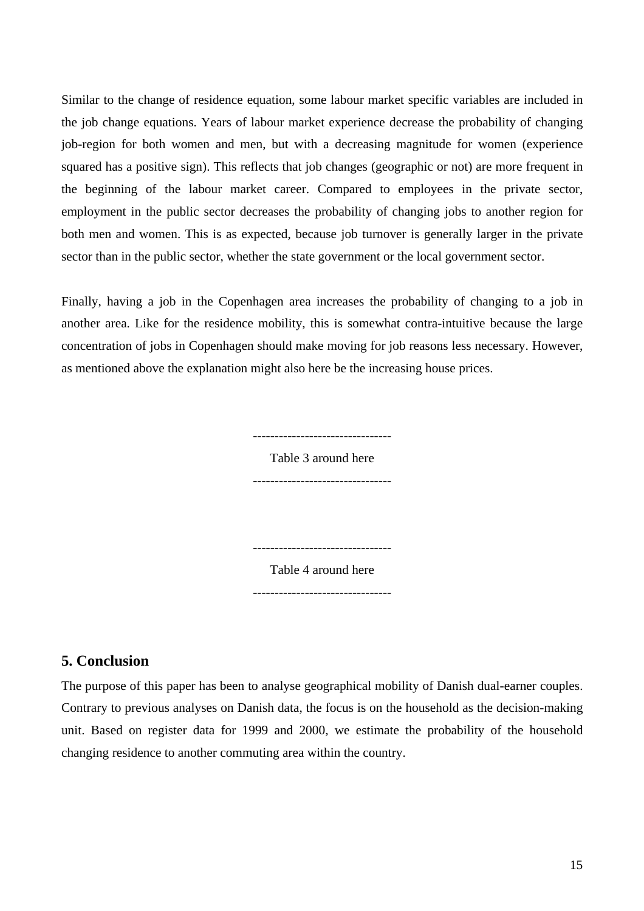Similar to the change of residence equation, some labour market specific variables are included in the job change equations. Years of labour market experience decrease the probability of changing job-region for both women and men, but with a decreasing magnitude for women (experience squared has a positive sign). This reflects that job changes (geographic or not) are more frequent in the beginning of the labour market career. Compared to employees in the private sector, employment in the public sector decreases the probability of changing jobs to another region for both men and women. This is as expected, because job turnover is generally larger in the private sector than in the public sector, whether the state government or the local government sector.

Finally, having a job in the Copenhagen area increases the probability of changing to a job in another area. Like for the residence mobility, this is somewhat contra-intuitive because the large concentration of jobs in Copenhagen should make moving for job reasons less necessary. However, as mentioned above the explanation might also here be the increasing house prices.

--------------------------------

Table 3 around here

--------------------------------

--------------------------------

Table 4 around here

--------------------------------

## 5. Conclusion

The purpose of this paper has been to analyse geographical mobility of Danish dual-earner couples. Contrary to previous analyses on Danish data, the focus is on the household as the decision-making unit. Based on register data for 1999 and 2000, we estimate the probability of the household changing residence to another commuting area within the country.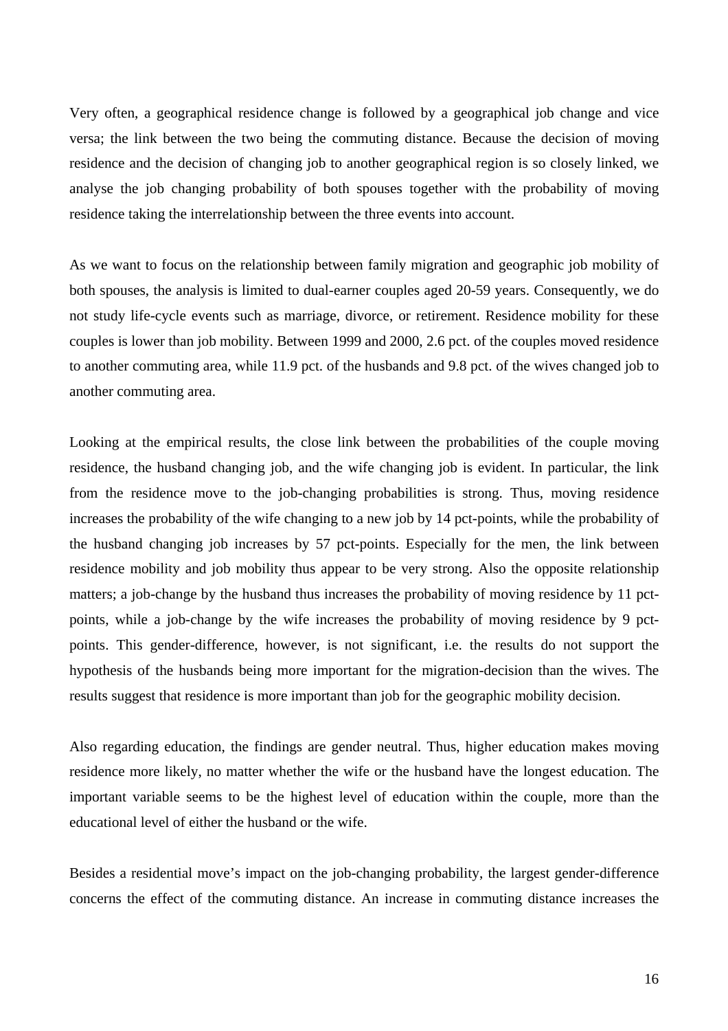Very often, a geographical residence change is followed by a geographical job change and vice versa; the link between the two being the commuting distance. Because the decision of moving residence and the decision of changing job to another geographical region is so closely linked, we analyse the job changing probability of both spouses together with the probability of moving residence taking the interrelationship between the three events into account.

As we want to focus on the relationship between family migration and geographic job mobility of both spouses, the analysis is limited to dual-earner couples aged 20-59 years. Consequently, we do not study life-cycle events such as marriage, divorce, or retirement. Residence mobility for these couples is lower than job mobility. Between 1999 and 2000, 2.6 pct. of the couples moved residence to another commuting area, while 11.9 pct. of the husbands and 9.8 pct. of the wives changed job to another commuting area.

Looking at the empirical results, the close link between the probabilities of the couple moving residence, the husband changing job, and the wife changing job is evident. In particular, the link from the residence move to the job-changing probabilities is strong. Thus, moving residence increases the probability of the wife changing to a new job by 14 pct-points, while the probability of the husband changing job increases by 57 pct-points. Especially for the men, the link between residence mobility and job mobility thus appear to be very strong. Also the opposite relationship matters; a job-change by the husband thus increases the probability of moving residence by 11 pct-points, while a job-change by the wife increases the probability of moving residence by 9 pct-points. This gender-difference, however, is not significant, i.e. the results do not support the hypothesis of the husbands being more important for the migration-decision than the wives. The results suggest that residence is more important than job for the geographic mobility decision.

Also regarding education, the findings are gender neutral. Thus, higher education makes moving residence more likely, no matter whether the wife or the husband have the longest education. The important variable seems to be the highest level of education within the couple, more than the educational level of either the husband or the wife.

Besides a residential move's impact on the job-changing probability, the largest gender-difference concerns the effect of the commuting distance. An increase in commuting distance increases the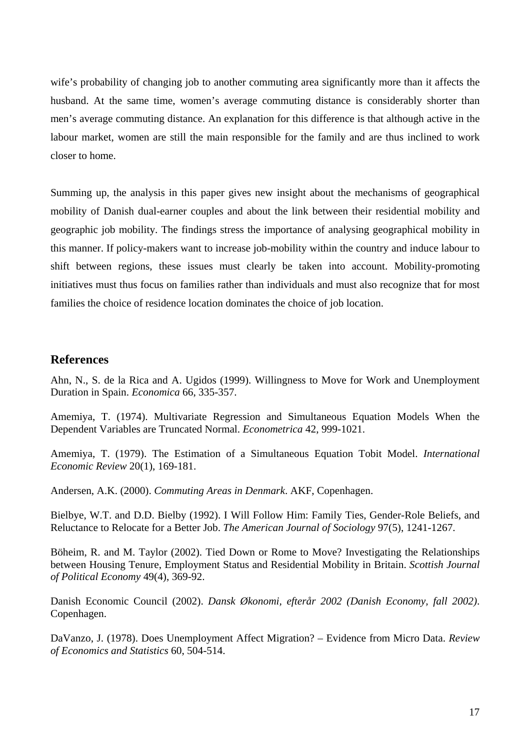wife's probability of changing job to another commuting area significantly more than it affects the husband. At the same time, women's average commuting distance is considerably shorter than men's average commuting distance. An explanation for this difference is that although active in the labour market, women are still the main responsible for the family and are thus inclined to work closer to home.

Summing up, the analysis in this paper gives new insight about the mechanisms of geographical mobility of Danish dual-earner couples and about the link between their residential mobility and geographic job mobility. The findings stress the importance of analysing geographical mobility in this manner. If policy-makers want to increase job-mobility within the country and induce labour to shift between regions, these issues must clearly be taken into account. Mobility-promoting initiatives must thus focus on families rather than individuals and must also recognize that for most families the choice of residence location dominates the choice of job location.

## References

Ahn, N., S. de la Rica and A. Ugidos (1999). Willingness to Move for Work and Unemployment Duration in Spain. *Economica* 66, 335-357.

Amemiya, T. (1974). Multivariate Regression and Simultaneous Equation Models When the Dependent Variables are Truncated Normal. *Econometrica* 42, 999-1021.

Amemiya, T. (1979). The Estimation of a Simultaneous Equation Tobit Model. *International Economic Review* 20(1), 169-181.

Andersen, A.K. (2000). *Commuting Areas in Denmark*. AKF, Copenhagen.

Bielbye, W.T. and D.D. Bielby (1992). I Will Follow Him: Family Ties, Gender-Role Beliefs, and Reluctance to Relocate for a Better Job. *The American Journal of Sociology* 97(5), 1241-1267.

Böheim, R. and M. Taylor (2002). Tied Down or Rome to Move? Investigating the Relationships between Housing Tenure, Employment Status and Residential Mobility in Britain. *Scottish Journal of Political Economy* 49(4), 369-92.

Danish Economic Council (2002). *Dansk Økonomi, efterår 2002 (Danish Economy, fall 2002)*. Copenhagen.

DaVanzo, J. (1978). Does Unemployment Affect Migration? – Evidence from Micro Data. *Review of Economics and Statistics* 60, 504-514.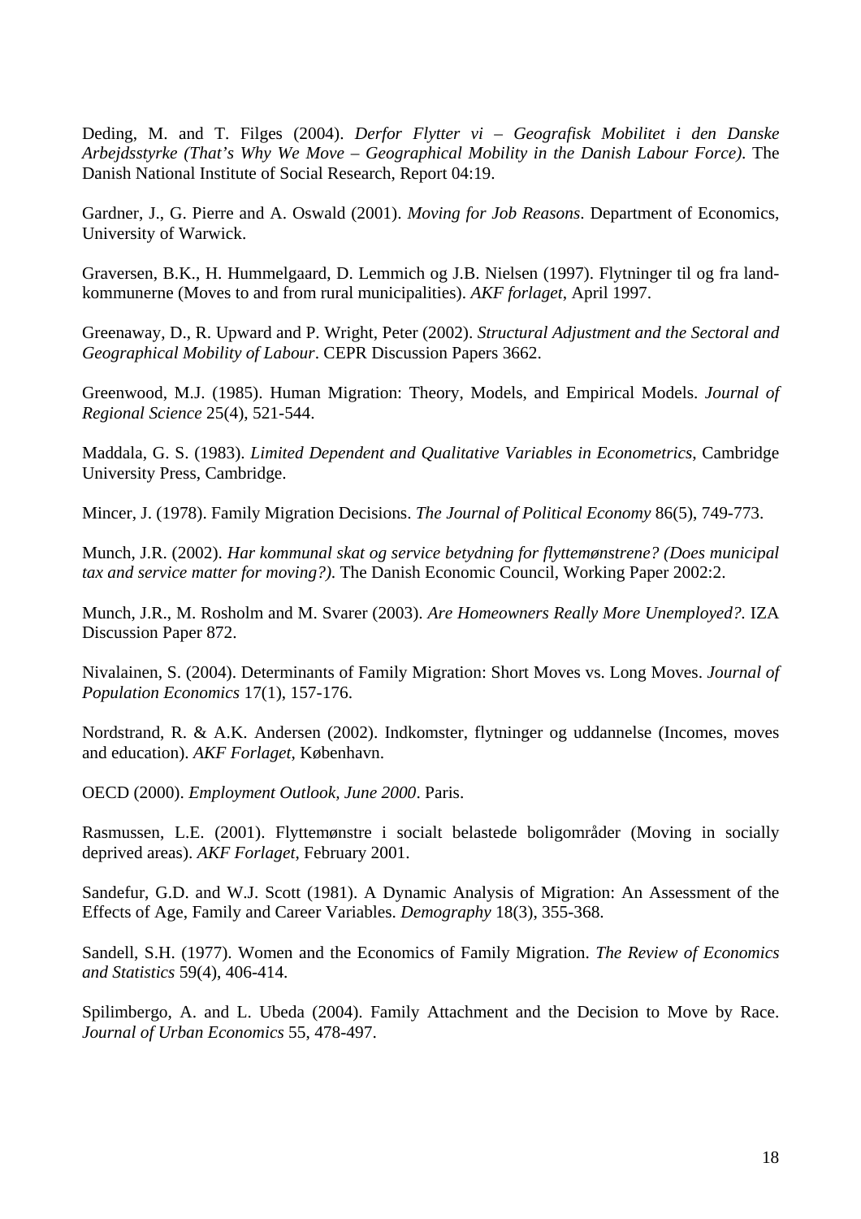Deding, M. and T. Filges (2004). *Derfor Flytter vi – Geografisk Mobilitet i den Danske Arbejdsstyrke (That's Why We Move – Geographical Mobility in the Danish Labour Force)*. The Danish National Institute of Social Research, Report 04:19.

Gardner, J., G. Pierre and A. Oswald (2001). *Moving for Job Reasons*. Department of Economics, University of Warwick.

Graversen, B.K., H. Hummelgaard, D. Lemmich og J.B. Nielsen (1997). Flytninger til og fra landkommunerne (Moves to and from rural municipalities). *AKF forlaget*, April 1997.

Greenaway, D., R. Upward and P. Wright, Peter (2002). *Structural Adjustment and the Sectoral and Geographical Mobility of Labour*. CEPR Discussion Papers 3662.

Greenwood, M.J. (1985). Human Migration: Theory, Models, and Empirical Models. *Journal of Regional Science* 25(4), 521-544.

Maddala, G. S. (1983). *Limited Dependent and Qualitative Variables in Econometrics*, Cambridge University Press, Cambridge.

Mincer, J. (1978). Family Migration Decisions. *The Journal of Political Economy* 86(5), 749-773.

Munch, J.R. (2002). *Har kommunal skat og service betydning for flyttemønstrene? (Does municipal tax and service matter for moving?)*. The Danish Economic Council, Working Paper 2002:2.

Munch, J.R., M. Rosholm and M. Svarer (2003). *Are Homeowners Really More Unemployed?*. IZA Discussion Paper 872.

Nivalainen, S. (2004). Determinants of Family Migration: Short Moves vs. Long Moves. *Journal of Population Economics* 17(1), 157-176.

Nordstrand, R. & A.K. Andersen (2002). Indkomster, flytninger og uddannelse (Incomes, moves and education). *AKF Forlaget*, København.

OECD (2000). *Employment Outlook, June 2000*. Paris.

Rasmussen, L.E. (2001). Flyttemønstre i socialt belastede boligområder (Moving in socially deprived areas). *AKF Forlaget*, February 2001.

Sandefur, G.D. and W.J. Scott (1981). A Dynamic Analysis of Migration: An Assessment of the Effects of Age, Family and Career Variables. *Demography* 18(3), 355-368.

Sandell, S.H. (1977). Women and the Economics of Family Migration. *The Review of Economics and Statistics* 59(4), 406-414.

Spilimbergo, A. and L. Ubeda (2004). Family Attachment and the Decision to Move by Race. *Journal of Urban Economics* 55, 478-497.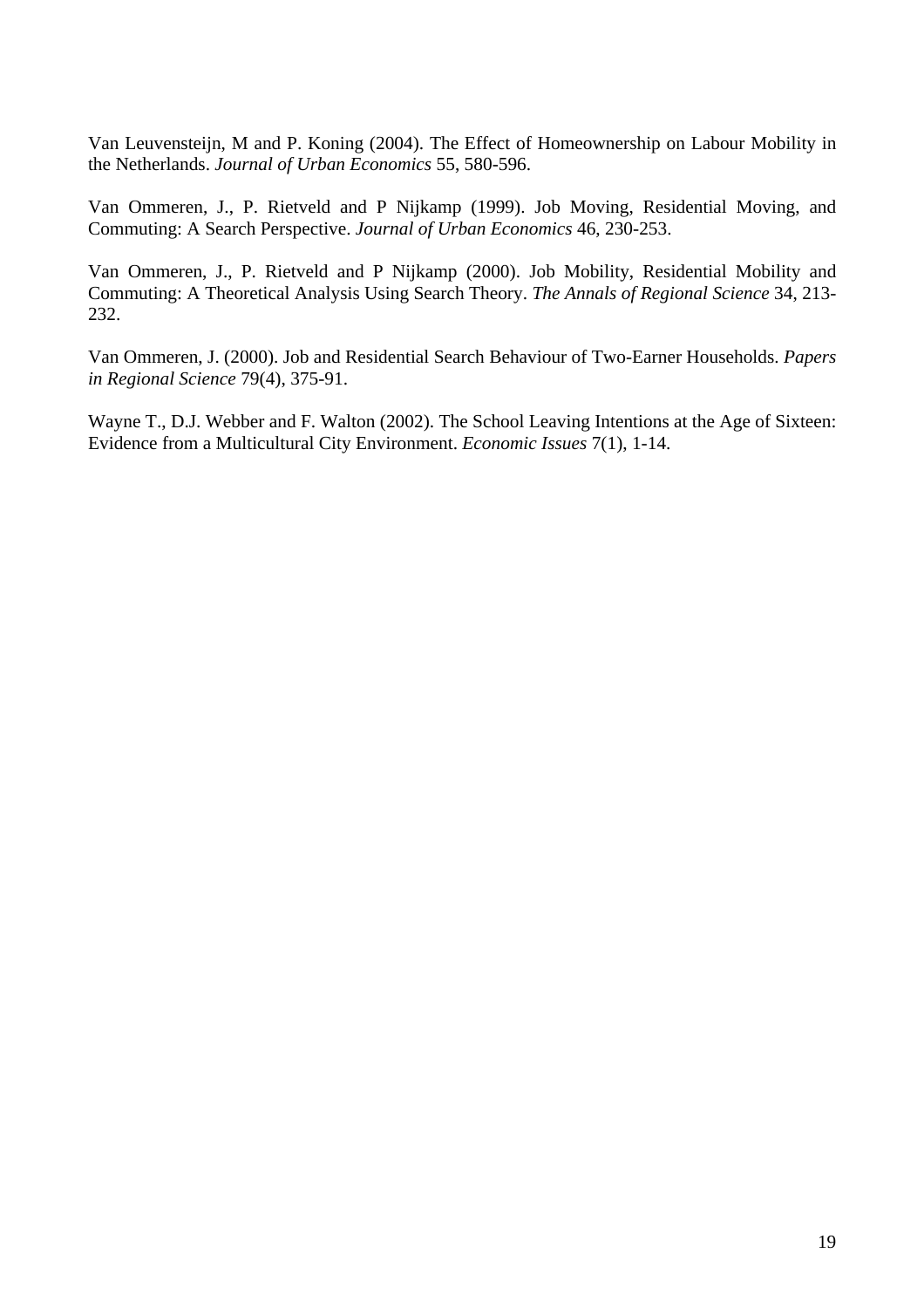Van Leuvensteijn, M and P. Koning (2004). The Effect of Homeownership on Labour Mobility in the Netherlands. *Journal of Urban Economics* 55, 580-596.

Van Ommeren, J., P. Rietveld and P Nijkamp (1999). Job Moving, Residential Moving, and Commuting: A Search Perspective. *Journal of Urban Economics* 46, 230-253.

Van Ommeren, J., P. Rietveld and P Nijkamp (2000). Job Mobility, Residential Mobility and Commuting: A Theoretical Analysis Using Search Theory. *The Annals of Regional Science* 34, 213-232.

Van Ommeren, J. (2000). Job and Residential Search Behaviour of Two-Earner Households. *Papers in Regional Science* 79(4), 375-91.

Wayne T., D.J. Webber and F. Walton (2002). The School Leaving Intentions at the Age of Sixteen: Evidence from a Multicultural City Environment. *Economic Issues* 7(1), 1-14.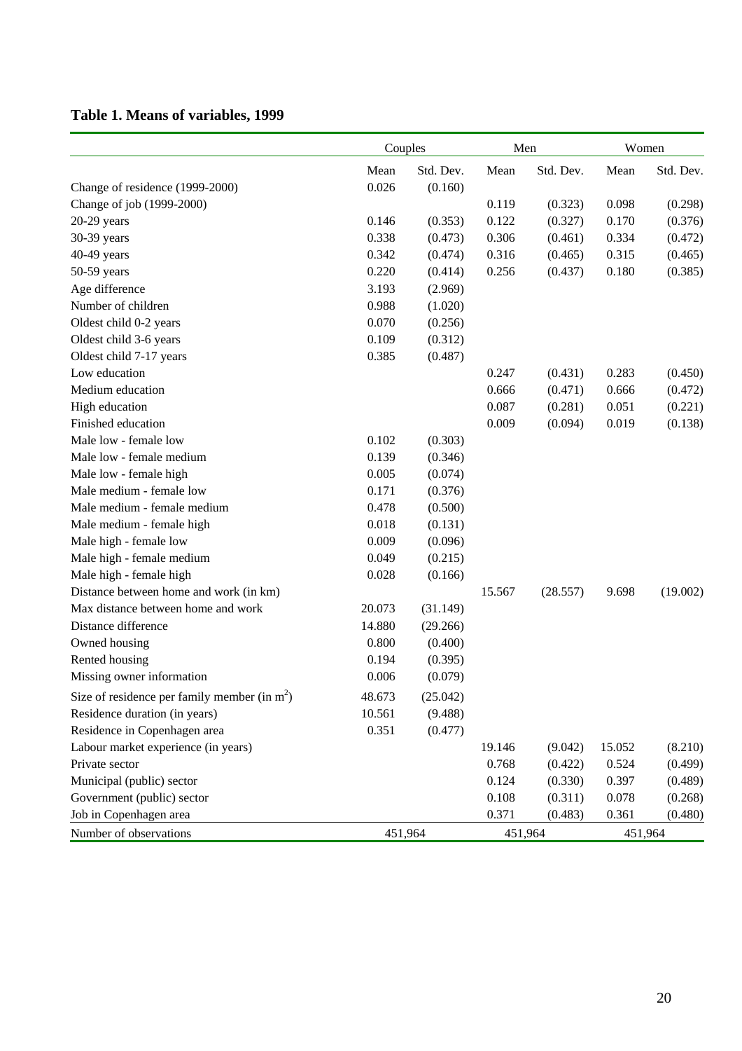**Table 1. Means of variables, 1999**

| | Couples | | Men | | Women | |
|---|---|---|---|---|---|---|
| | Mean | Std. Dev. | Mean | Std. Dev. | Mean | Std. Dev. |
| Change of residence (1999-2000) | 0.026 | (0.160) | | | | |
| Change of job (1999-2000) | | | 0.119 | (0.323) | 0.098 | (0.298) |
| 20-29 years | 0.146 | (0.353) | 0.122 | (0.327) | 0.170 | (0.376) |
| 30-39 years | 0.338 | (0.473) | 0.306 | (0.461) | 0.334 | (0.472) |
| 40-49 years | 0.342 | (0.474) | 0.316 | (0.465) | 0.315 | (0.465) |
| 50-59 years | 0.220 | (0.414) | 0.256 | (0.437) | 0.180 | (0.385) |
| Age difference | 3.193 | (2.969) | | | | |
| Number of children | 0.988 | (1.020) | | | | |
| Oldest child 0-2 years | 0.070 | (0.256) | | | | |
| Oldest child 3-6 years | 0.109 | (0.312) | | | | |
| Oldest child 7-17 years | 0.385 | (0.487) | | | | |
| Low education | | | 0.247 | (0.431) | 0.283 | (0.450) |
| Medium education | | | 0.666 | (0.471) | 0.666 | (0.472) |
| High education | | | 0.087 | (0.281) | 0.051 | (0.221) |
| Finished education | | | 0.009 | (0.094) | 0.019 | (0.138) |
| Male low - female low | 0.102 | (0.303) | | | | |
| Male low - female medium | 0.139 | (0.346) | | | | |
| Male low - female high | 0.005 | (0.074) | | | | |
| Male medium - female low | 0.171 | (0.376) | | | | |
| Male medium - female medium | 0.478 | (0.500) | | | | |
| Male medium - female high | 0.018 | (0.131) | | | | |
| Male high - female low | 0.009 | (0.096) | | | | |
| Male high - female medium | 0.049 | (0.215) | | | | |
| Male high - female high | 0.028 | (0.166) | | | | |
| Distance between home and work (in km) | | | 15.567 | (28.557) | 9.698 | (19.002) |
| Max distance between home and work | 20.073 | (31.149) | | | | |
| Distance difference | 14.880 | (29.266) | | | | |
| Owned housing | 0.800 | (0.400) | | | | |
| Rented housing | 0.194 | (0.395) | | | | |
| Missing owner information | 0.006 | (0.079) | | | | |
| Size of residence per family member (in $m^2$) | 48.673 | (25.042) | | | | |
| Residence duration (in years) | 10.561 | (9.488) | | | | |
| Residence in Copenhagen area | 0.351 | (0.477) | | | | |
| Labour market experience (in years) | | | 19.146 | (9.042) | 15.052 | (8.210) |
| Private sector | | | 0.768 | (0.422) | 0.524 | (0.499) |
| Municipal (public) sector | | | 0.124 | (0.330) | 0.397 | (0.489) |
| Government (public) sector | | | 0.108 | (0.311) | 0.078 | (0.268) |
| Job in Copenhagen area | | | 0.371 | (0.483) | 0.361 | (0.480) |
| Number of observations | 451,964 | | 451,964 | | 451,964 | |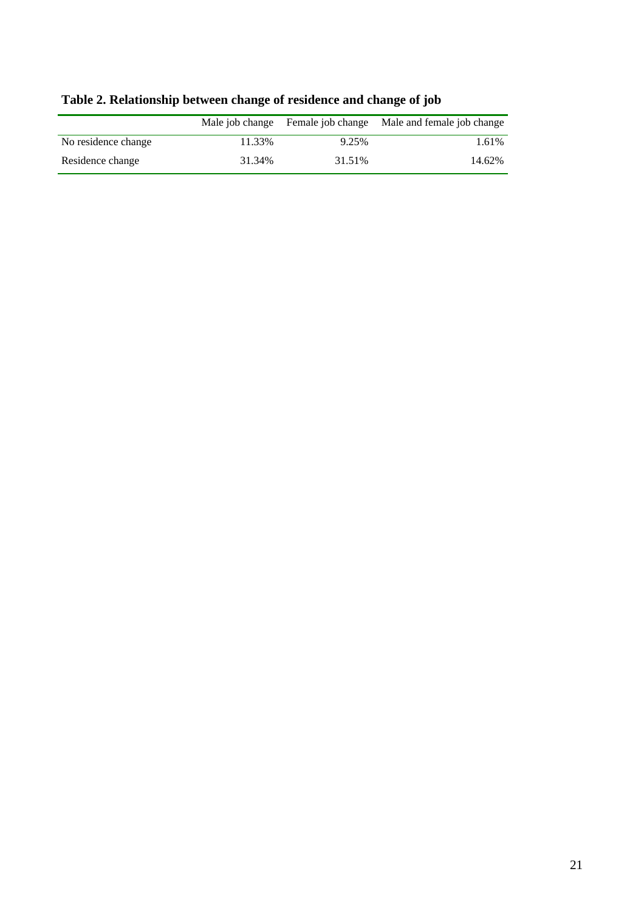**Table 2. Relationship between change of residence and change of job**

| | Male job change | Female job change | Male and female job change |
|---|---|---|---|
| No residence change | 11.33% | 9.25% | 1.61% |
| Residence change | 31.34% | 31.51% | 14.62% |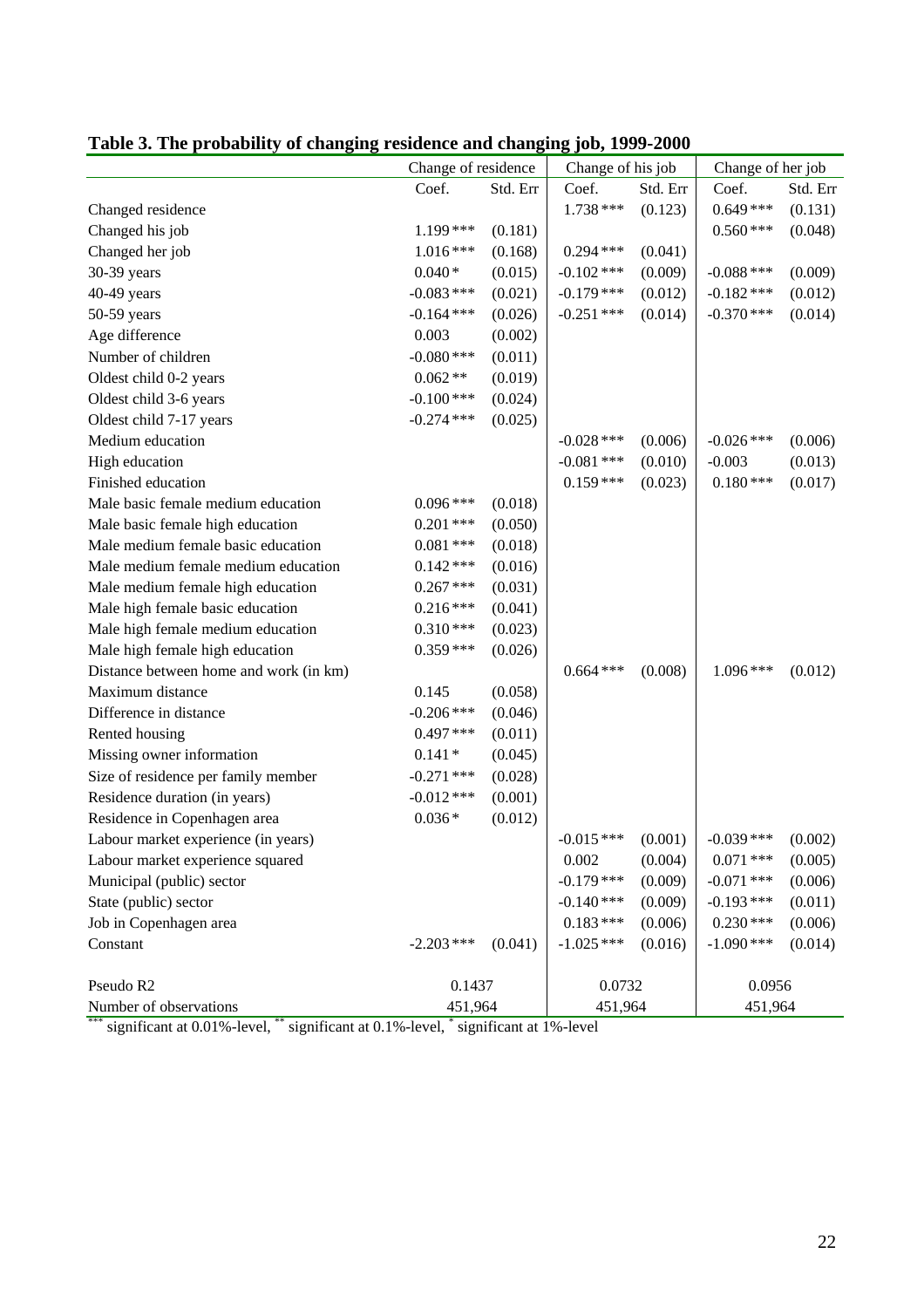**Table 3. The probability of changing residence and changing job, 1999-2000**

| | Change of residence | | Change of his job | | Change of her job | |
|---|---|---|---|---|---|---|
| | Coef. | Std. Err | Coef. | Std. Err | Coef. | Std. Err |
| Changed residence | | | 1.738 *** | (0.123) | 0.649 *** | (0.131) |
| Changed his job | 1.199 *** | (0.181) | | | 0.560 *** | (0.048) |
| Changed her job | 1.016 *** | (0.168) | 0.294 *** | (0.041) | | |
| 30-39 years | 0.040 * | (0.015) | -0.102 *** | (0.009) | -0.088 *** | (0.009) |
| 40-49 years | -0.083 *** | (0.021) | -0.179 *** | (0.012) | -0.182 *** | (0.012) |
| 50-59 years | -0.164 *** | (0.026) | -0.251 *** | (0.014) | -0.370 *** | (0.014) |
| Age difference | 0.003 | (0.002) | | | | |
| Number of children | -0.080 *** | (0.011) | | | | |
| Oldest child 0-2 years | 0.062 ** | (0.019) | | | | |
| Oldest child 3-6 years | -0.100 *** | (0.024) | | | | |
| Oldest child 7-17 years | -0.274 *** | (0.025) | | | | |
| Medium education | | | -0.028 *** | (0.006) | -0.026 *** | (0.006) |
| High education | | | -0.081 *** | (0.010) | -0.003 | (0.013) |
| Finished education | | | 0.159 *** | (0.023) | 0.180 *** | (0.017) |
| Male basic female medium education | 0.096 *** | (0.018) | | | | |
| Male basic female high education | 0.201 *** | (0.050) | | | | |
| Male medium female basic education | 0.081 *** | (0.018) | | | | |
| Male medium female medium education | 0.142 *** | (0.016) | | | | |
| Male medium female high education | 0.267 *** | (0.031) | | | | |
| Male high female basic education | 0.216 *** | (0.041) | | | | |
| Male high female medium education | 0.310 *** | (0.023) | | | | |
| Male high female high education | 0.359 *** | (0.026) | | | | |
| Distance between home and work (in km) | | | 0.664 *** | (0.008) | 1.096 *** | (0.012) |
| Maximum distance | 0.145 | (0.058) | | | | |
| Difference in distance | -0.206 *** | (0.046) | | | | |
| Rented housing | 0.497 *** | (0.011) | | | | |
| Missing owner information | 0.141 * | (0.045) | | | | |
| Size of residence per family member | -0.271 *** | (0.028) | | | | |
| Residence duration (in years) | -0.012 *** | (0.001) | | | | |
| Residence in Copenhagen area | 0.036 * | (0.012) | | | | |
| Labour market experience (in years) | | | -0.015 *** | (0.001) | -0.039 *** | (0.002) |
| Labour market experience squared | | | 0.002 | (0.004) | 0.071 *** | (0.005) |
| Municipal (public) sector | | | -0.179 *** | (0.009) | -0.071 *** | (0.006) |
| State (public) sector | | | -0.140 *** | (0.009) | -0.193 *** | (0.011) |
| Job in Copenhagen area | | | 0.183 *** | (0.006) | 0.230 *** | (0.006) |
| Constant | -2.203 *** | (0.041) | -1.025 *** | (0.016) | -1.090 *** | (0.014) |
| Pseudo R2 | 0.1437 | | 0.0732 | | 0.0956 | |
| Number of observations | 451,964 | | 451,964 | | 451,964 | |

*** significant at 0.01%-level, ** significant at 0.1%-level, * significant at 1%-level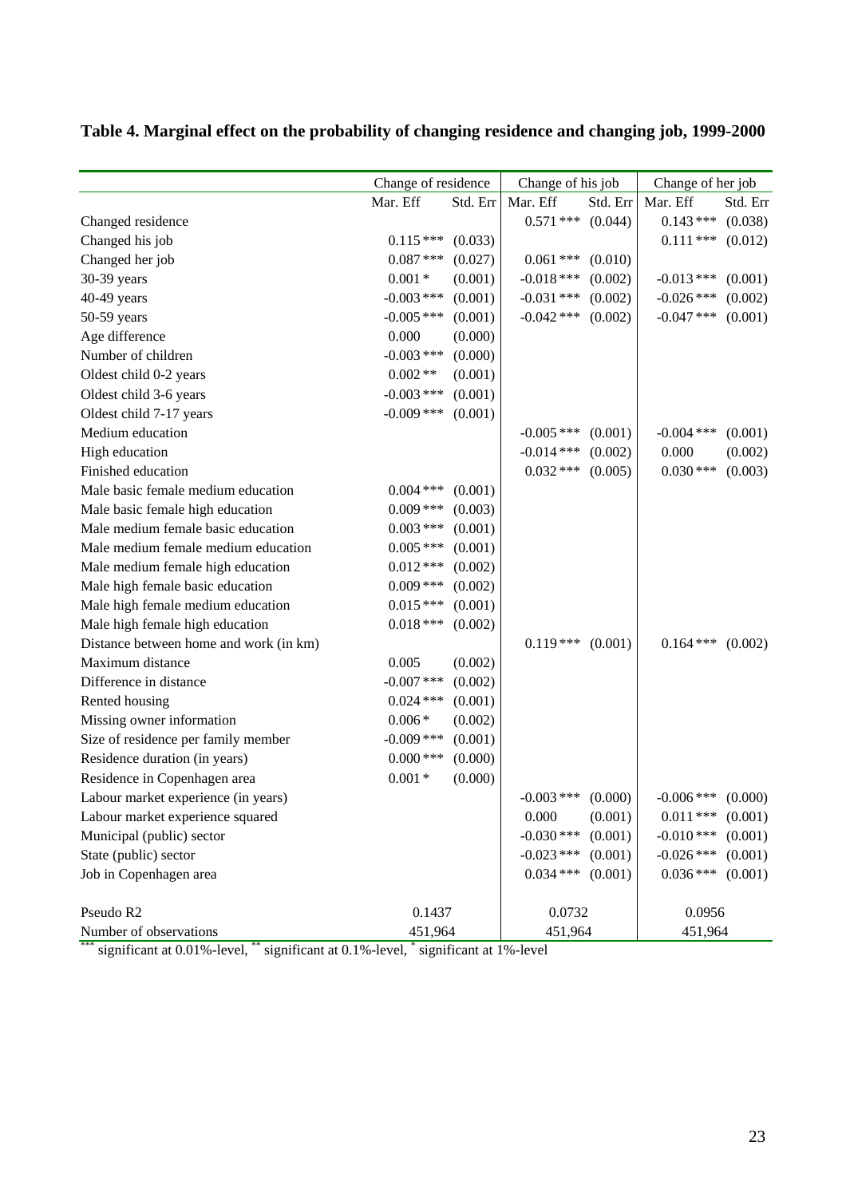**Table 4. Marginal effect on the probability of changing residence and changing job, 1999-2000**

| | Change of residence | | Change of his job | | Change of her job | |
|---|---|---|---|---|---|---|
| | Mar. Eff | Std. Err | Mar. Eff | Std. Err | Mar. Eff | Std. Err |
| Changed residence | | | 0.571 *** | (0.044) | 0.143 *** | (0.038) |
| Changed his job | 0.115 *** | (0.033) | | | 0.111 *** | (0.012) |
| Changed her job | 0.087 *** | (0.027) | 0.061 *** | (0.010) | | |
| 30-39 years | 0.001 * | (0.001) | -0.018 *** | (0.002) | -0.013 *** | (0.001) |
| 40-49 years | -0.003 *** | (0.001) | -0.031 *** | (0.002) | -0.026 *** | (0.002) |
| 50-59 years | -0.005 *** | (0.001) | -0.042 *** | (0.002) | -0.047 *** | (0.001) |
| Age difference | 0.000 | (0.000) | | | | |
| Number of children | -0.003 *** | (0.000) | | | | |
| Oldest child 0-2 years | 0.002 ** | (0.001) | | | | |
| Oldest child 3-6 years | -0.003 *** | (0.001) | | | | |
| Oldest child 7-17 years | -0.009 *** | (0.001) | | | | |
| Medium education | | | -0.005 *** | (0.001) | -0.004 *** | (0.001) |
| High education | | | -0.014 *** | (0.002) | 0.000 | (0.002) |
| Finished education | | | 0.032 *** | (0.005) | 0.030 *** | (0.003) |
| Male basic female medium education | 0.004 *** | (0.001) | | | | |
| Male basic female high education | 0.009 *** | (0.003) | | | | |
| Male medium female basic education | 0.003 *** | (0.001) | | | | |
| Male medium female medium education | 0.005 *** | (0.001) | | | | |
| Male medium female high education | 0.012 *** | (0.002) | | | | |
| Male high female basic education | 0.009 *** | (0.002) | | | | |
| Male high female medium education | 0.015 *** | (0.001) | | | | |
| Male high female high education | 0.018 *** | (0.002) | | | | |
| Distance between home and work (in km) | | | 0.119 *** | (0.001) | 0.164 *** | (0.002) |
| Maximum distance | 0.005 | (0.002) | | | | |
| Difference in distance | -0.007 *** | (0.002) | | | | |
| Rented housing | 0.024 *** | (0.001) | | | | |
| Missing owner information | 0.006 * | (0.002) | | | | |
| Size of residence per family member | -0.009 *** | (0.001) | | | | |
| Residence duration (in years) | 0.000 *** | (0.000) | | | | |
| Residence in Copenhagen area | 0.001 * | (0.000) | | | | |
| Labour market experience (in years) | | | -0.003 *** | (0.000) | -0.006 *** | (0.000) |
| Labour market experience squared | | | 0.000 | (0.001) | 0.011 *** | (0.001) |
| Municipal (public) sector | | | -0.030 *** | (0.001) | -0.010 *** | (0.001) |
| State (public) sector | | | -0.023 *** | (0.001) | -0.026 *** | (0.001) |
| Job in Copenhagen area | | | 0.034 *** | (0.001) | 0.036 *** | (0.001) |
| Pseudo R2 | 0.1437 | | 0.0732 | | 0.0956 | |
| Number of observations | 451,964 | | 451,964 | | 451,964 | |

*** significant at 0.01%-level, ** significant at 0.1%-level, * significant at 1%-level